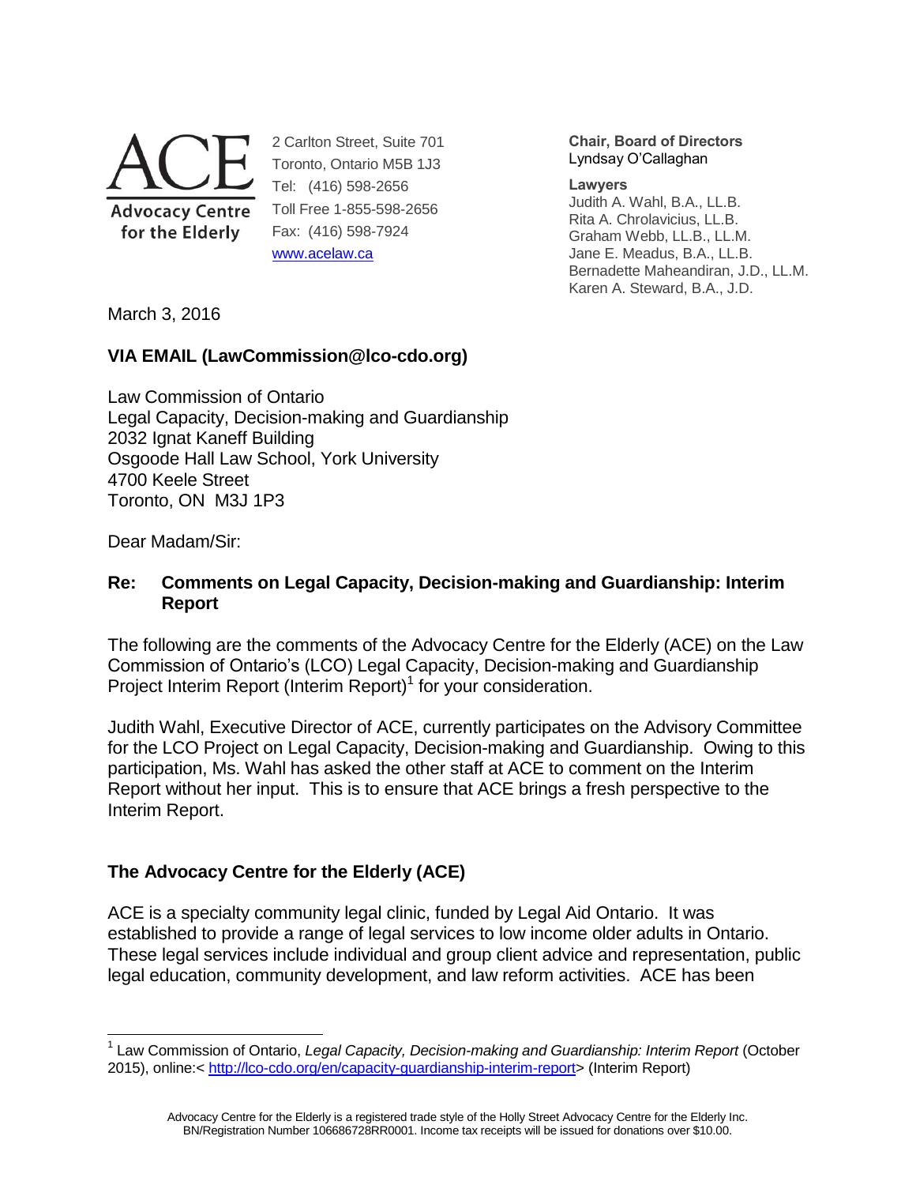ACE
Advocacy Centre for the Elderly

2 Carlton Street, Suite 701
Toronto, Ontario M5B 1J3
Tel: (416) 598-2656
Toll Free 1-855-598-2656
Fax: (416) 598-7924
www.acelaw.ca

**Chair, Board of Directors**
Lyndsay O'Callaghan

**Lawyers**
Judith A. Wahl, B.A., LL.B.
Rita A. Chrolavicius, LL.B.
Graham Webb, LL.B., LL.M.
Jane E. Meadus, B.A., LL.B.
Bernadette Maheandiran, J.D., LL.M.
Karen A. Steward, B.A., J.D.

March 3, 2016

**VIA EMAIL (LawCommission@lco-cdo.org)**

Law Commission of Ontario
Legal Capacity, Decision-making and Guardianship
2032 Ignat Kaneff Building
Osgoode Hall Law School, York University
4700 Keele Street
Toronto, ON M3J 1P3

Dear Madam/Sir:

**Re: Comments on Legal Capacity, Decision-making and Guardianship: Interim Report**

The following are the comments of the Advocacy Centre for the Elderly (ACE) on the Law Commission of Ontario's (LCO) Legal Capacity, Decision-making and Guardianship Project Interim Report (Interim Report)[1] for your consideration.

Judith Wahl, Executive Director of ACE, currently participates on the Advisory Committee for the LCO Project on Legal Capacity, Decision-making and Guardianship. Owing to this participation, Ms. Wahl has asked the other staff at ACE to comment on the Interim Report without her input. This is to ensure that ACE brings a fresh perspective to the Interim Report.

## The Advocacy Centre for the Elderly (ACE)

ACE is a specialty community legal clinic, funded by Legal Aid Ontario. It was established to provide a range of legal services to low income older adults in Ontario. These legal services include individual and group client advice and representation, public legal education, community development, and law reform activities. ACE has been

[1] Law Commission of Ontario, *Legal Capacity, Decision-making and Guardianship: Interim Report* (October 2015), online:< http://lco-cdo.org/en/capacity-guardianship-interim-report> (Interim Report)

Advocacy Centre for the Elderly is a registered trade style of the Holly Street Advocacy Centre for the Elderly Inc. BN/Registration Number 106686728RR0001. Income tax receipts will be issued for donations over $10.00.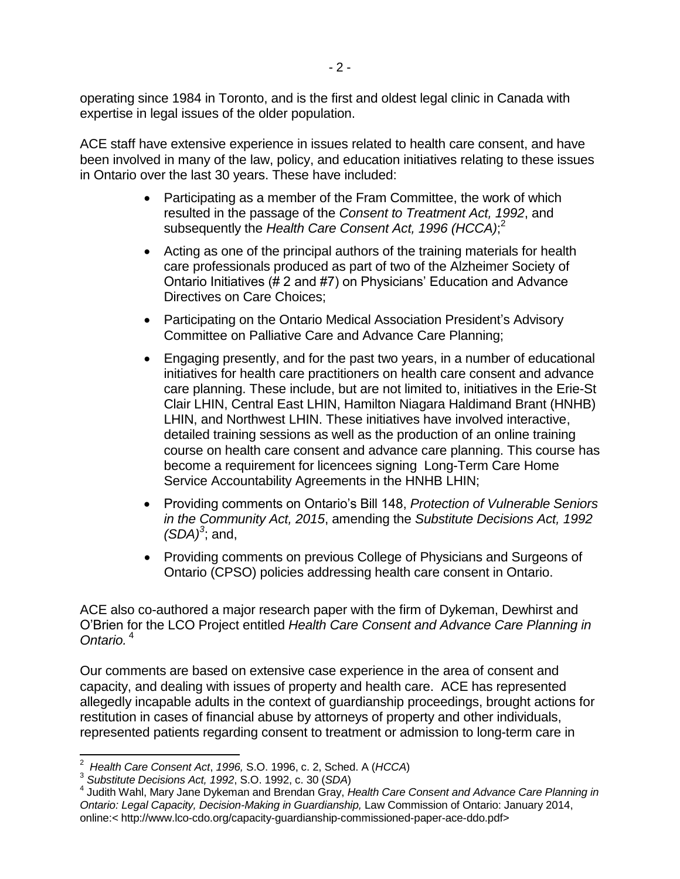operating since 1984 in Toronto, and is the first and oldest legal clinic in Canada with expertise in legal issues of the older population.

ACE staff have extensive experience in issues related to health care consent, and have been involved in many of the law, policy, and education initiatives relating to these issues in Ontario over the last 30 years. These have included:

- Participating as a member of the Fram Committee, the work of which resulted in the passage of the *Consent to Treatment Act, 1992*, and subsequently the *Health Care Consent Act, 1996 (HCCA)*;[2]
- Acting as one of the principal authors of the training materials for health care professionals produced as part of two of the Alzheimer Society of Ontario Initiatives (# 2 and #7) on Physicians' Education and Advance Directives on Care Choices;
- Participating on the Ontario Medical Association President's Advisory Committee on Palliative Care and Advance Care Planning;
- Engaging presently, and for the past two years, in a number of educational initiatives for health care practitioners on health care consent and advance care planning. These include, but are not limited to, initiatives in the Erie-St Clair LHIN, Central East LHIN, Hamilton Niagara Haldimand Brant (HNHB) LHIN, and Northwest LHIN. These initiatives have involved interactive, detailed training sessions as well as the production of an online training course on health care consent and advance care planning. This course has become a requirement for licencees signing Long-Term Care Home Service Accountability Agreements in the HNHB LHIN;
- Providing comments on Ontario's Bill 148, *Protection of Vulnerable Seniors in the Community Act, 2015*, amending the *Substitute Decisions Act, 1992 (SDA)*[3]; and,
- Providing comments on previous College of Physicians and Surgeons of Ontario (CPSO) policies addressing health care consent in Ontario.

ACE also co-authored a major research paper with the firm of Dykeman, Dewhirst and O'Brien for the LCO Project entitled *Health Care Consent and Advance Care Planning in Ontario.*[4]

Our comments are based on extensive case experience in the area of consent and capacity, and dealing with issues of property and health care. ACE has represented allegedly incapable adults in the context of guardianship proceedings, brought actions for restitution in cases of financial abuse by attorneys of property and other individuals, represented patients regarding consent to treatment or admission to long-term care in

---

[2] *Health Care Consent Act*, *1996,* S.O. 1996, c. 2, Sched. A (*HCCA*)

[3] *Substitute Decisions Act, 1992*, S.O. 1992, c. 30 (*SDA*)

[4] Judith Wahl, Mary Jane Dykeman and Brendan Gray, *Health Care Consent and Advance Care Planning in Ontario: Legal Capacity, Decision-Making in Guardianship,* Law Commission of Ontario: January 2014, online:< http://www.lco-cdo.org/capacity-guardianship-commissioned-paper-ace-ddo.pdf>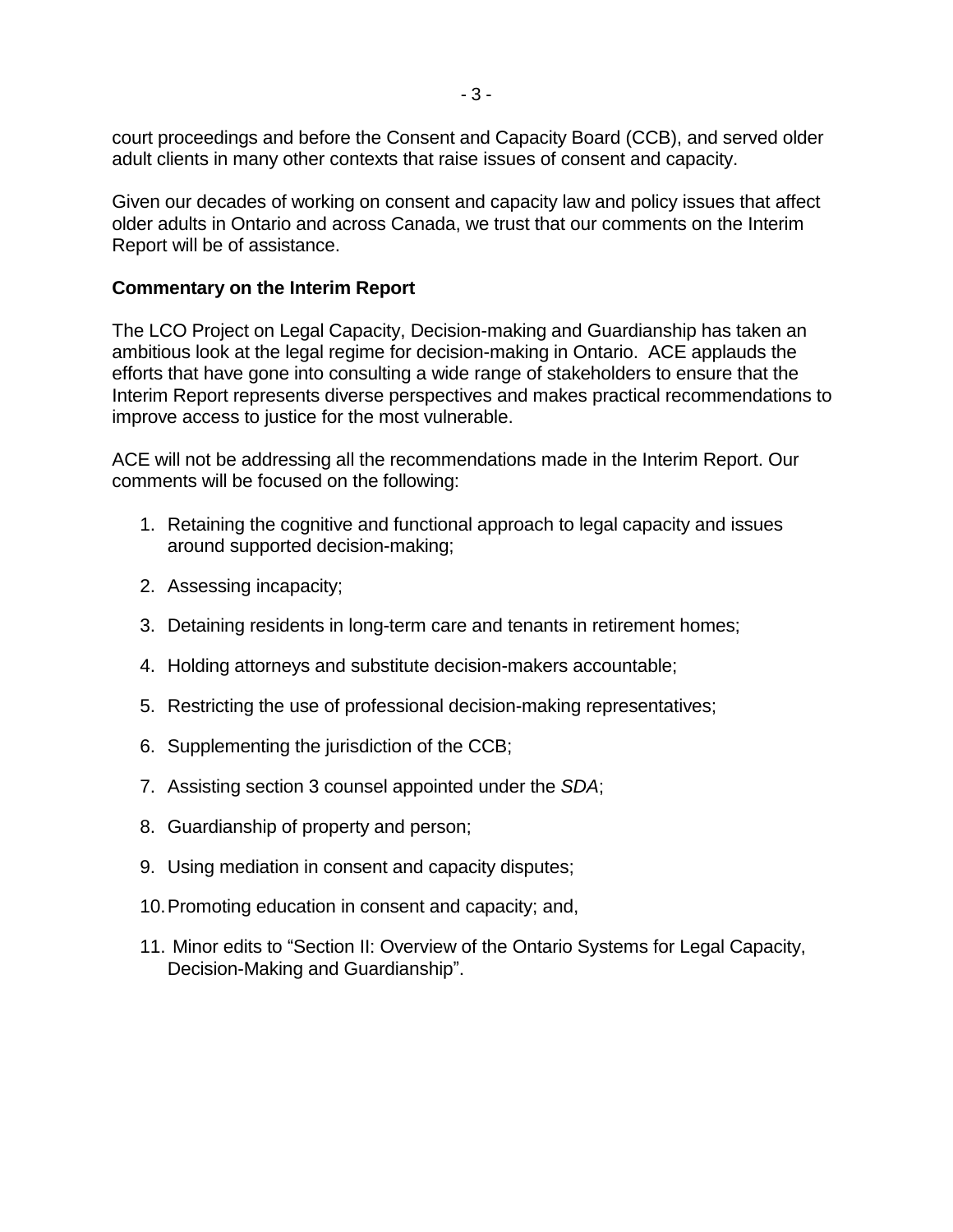court proceedings and before the Consent and Capacity Board (CCB), and served older adult clients in many other contexts that raise issues of consent and capacity.

Given our decades of working on consent and capacity law and policy issues that affect older adults in Ontario and across Canada, we trust that our comments on the Interim Report will be of assistance.

**Commentary on the Interim Report**

The LCO Project on Legal Capacity, Decision-making and Guardianship has taken an ambitious look at the legal regime for decision-making in Ontario. ACE applauds the efforts that have gone into consulting a wide range of stakeholders to ensure that the Interim Report represents diverse perspectives and makes practical recommendations to improve access to justice for the most vulnerable.

ACE will not be addressing all the recommendations made in the Interim Report. Our comments will be focused on the following:

1. Retaining the cognitive and functional approach to legal capacity and issues around supported decision-making;
2. Assessing incapacity;
3. Detaining residents in long-term care and tenants in retirement homes;
4. Holding attorneys and substitute decision-makers accountable;
5. Restricting the use of professional decision-making representatives;
6. Supplementing the jurisdiction of the CCB;
7. Assisting section 3 counsel appointed under the *SDA*;
8. Guardianship of property and person;
9. Using mediation in consent and capacity disputes;
10. Promoting education in consent and capacity; and,
11. Minor edits to "Section II: Overview of the Ontario Systems for Legal Capacity, Decision-Making and Guardianship".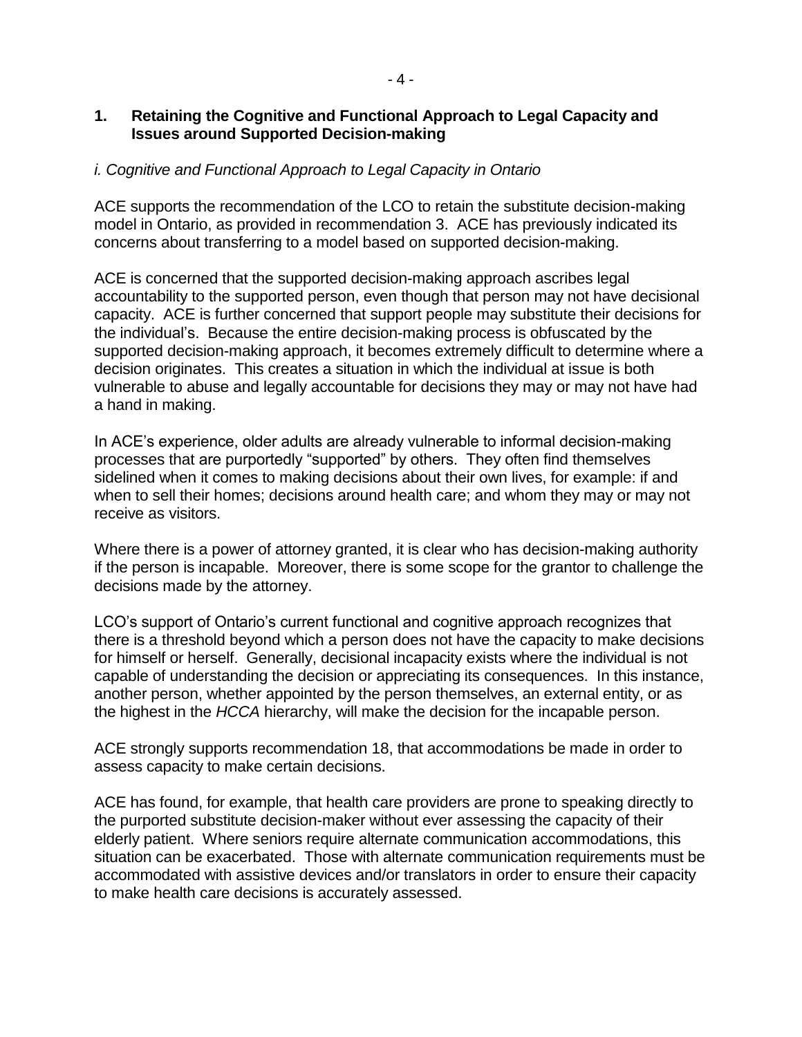## 1. Retaining the Cognitive and Functional Approach to Legal Capacity and Issues around Supported Decision-making

*i. Cognitive and Functional Approach to Legal Capacity in Ontario*

ACE supports the recommendation of the LCO to retain the substitute decision-making model in Ontario, as provided in recommendation 3. ACE has previously indicated its concerns about transferring to a model based on supported decision-making.

ACE is concerned that the supported decision-making approach ascribes legal accountability to the supported person, even though that person may not have decisional capacity. ACE is further concerned that support people may substitute their decisions for the individual's. Because the entire decision-making process is obfuscated by the supported decision-making approach, it becomes extremely difficult to determine where a decision originates. This creates a situation in which the individual at issue is both vulnerable to abuse and legally accountable for decisions they may or may not have had a hand in making.

In ACE's experience, older adults are already vulnerable to informal decision-making processes that are purportedly "supported" by others. They often find themselves sidelined when it comes to making decisions about their own lives, for example: if and when to sell their homes; decisions around health care; and whom they may or may not receive as visitors.

Where there is a power of attorney granted, it is clear who has decision-making authority if the person is incapable. Moreover, there is some scope for the grantor to challenge the decisions made by the attorney.

LCO's support of Ontario's current functional and cognitive approach recognizes that there is a threshold beyond which a person does not have the capacity to make decisions for himself or herself. Generally, decisional incapacity exists where the individual is not capable of understanding the decision or appreciating its consequences. In this instance, another person, whether appointed by the person themselves, an external entity, or as the highest in the *HCCA* hierarchy, will make the decision for the incapable person.

ACE strongly supports recommendation 18, that accommodations be made in order to assess capacity to make certain decisions.

ACE has found, for example, that health care providers are prone to speaking directly to the purported substitute decision-maker without ever assessing the capacity of their elderly patient. Where seniors require alternate communication accommodations, this situation can be exacerbated. Those with alternate communication requirements must be accommodated with assistive devices and/or translators in order to ensure their capacity to make health care decisions is accurately assessed.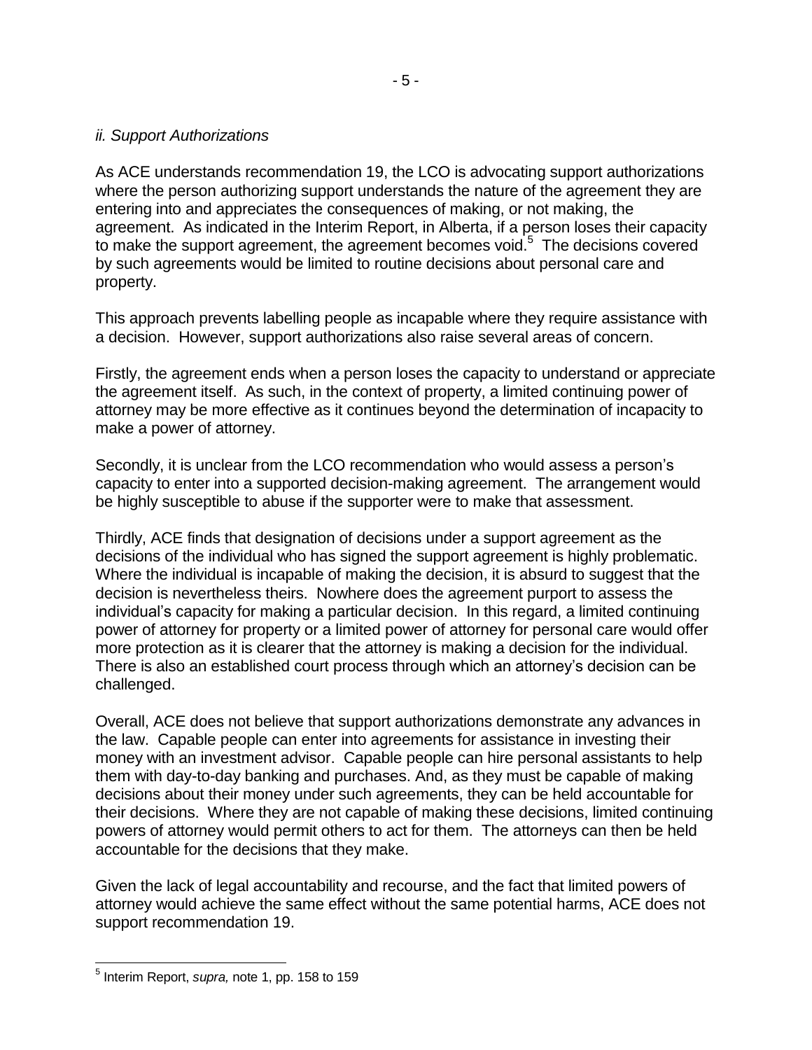*ii. Support Authorizations*

As ACE understands recommendation 19, the LCO is advocating support authorizations where the person authorizing support understands the nature of the agreement they are entering into and appreciates the consequences of making, or not making, the agreement. As indicated in the Interim Report, in Alberta, if a person loses their capacity to make the support agreement, the agreement becomes void.[5] The decisions covered by such agreements would be limited to routine decisions about personal care and property.

This approach prevents labelling people as incapable where they require assistance with a decision. However, support authorizations also raise several areas of concern.

Firstly, the agreement ends when a person loses the capacity to understand or appreciate the agreement itself. As such, in the context of property, a limited continuing power of attorney may be more effective as it continues beyond the determination of incapacity to make a power of attorney.

Secondly, it is unclear from the LCO recommendation who would assess a person's capacity to enter into a supported decision-making agreement. The arrangement would be highly susceptible to abuse if the supporter were to make that assessment.

Thirdly, ACE finds that designation of decisions under a support agreement as the decisions of the individual who has signed the support agreement is highly problematic. Where the individual is incapable of making the decision, it is absurd to suggest that the decision is nevertheless theirs. Nowhere does the agreement purport to assess the individual's capacity for making a particular decision. In this regard, a limited continuing power of attorney for property or a limited power of attorney for personal care would offer more protection as it is clearer that the attorney is making a decision for the individual. There is also an established court process through which an attorney's decision can be challenged.

Overall, ACE does not believe that support authorizations demonstrate any advances in the law. Capable people can enter into agreements for assistance in investing their money with an investment advisor. Capable people can hire personal assistants to help them with day-to-day banking and purchases. And, as they must be capable of making decisions about their money under such agreements, they can be held accountable for their decisions. Where they are not capable of making these decisions, limited continuing powers of attorney would permit others to act for them. The attorneys can then be held accountable for the decisions that they make.

Given the lack of legal accountability and recourse, and the fact that limited powers of attorney would achieve the same effect without the same potential harms, ACE does not support recommendation 19.

---

[5] Interim Report, *supra,* note 1, pp. 158 to 159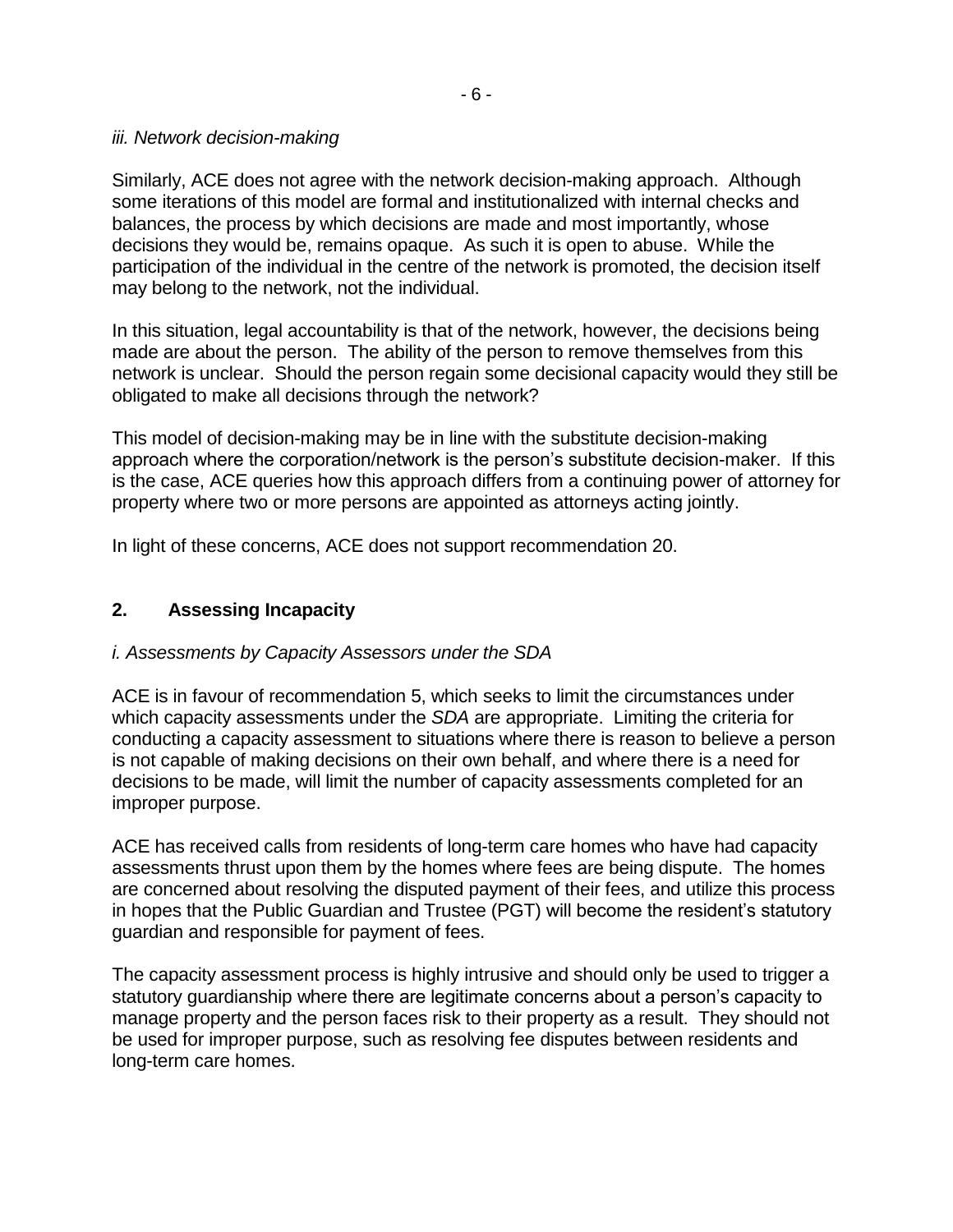*iii. Network decision-making*

Similarly, ACE does not agree with the network decision-making approach. Although some iterations of this model are formal and institutionalized with internal checks and balances, the process by which decisions are made and most importantly, whose decisions they would be, remains opaque. As such it is open to abuse. While the participation of the individual in the centre of the network is promoted, the decision itself may belong to the network, not the individual.

In this situation, legal accountability is that of the network, however, the decisions being made are about the person. The ability of the person to remove themselves from this network is unclear. Should the person regain some decisional capacity would they still be obligated to make all decisions through the network?

This model of decision-making may be in line with the substitute decision-making approach where the corporation/network is the person's substitute decision-maker. If this is the case, ACE queries how this approach differs from a continuing power of attorney for property where two or more persons are appointed as attorneys acting jointly.

In light of these concerns, ACE does not support recommendation 20.

## 2. Assessing Incapacity

*i. Assessments by Capacity Assessors under the SDA*

ACE is in favour of recommendation 5, which seeks to limit the circumstances under which capacity assessments under the *SDA* are appropriate. Limiting the criteria for conducting a capacity assessment to situations where there is reason to believe a person is not capable of making decisions on their own behalf, and where there is a need for decisions to be made, will limit the number of capacity assessments completed for an improper purpose.

ACE has received calls from residents of long-term care homes who have had capacity assessments thrust upon them by the homes where fees are being dispute. The homes are concerned about resolving the disputed payment of their fees, and utilize this process in hopes that the Public Guardian and Trustee (PGT) will become the resident's statutory guardian and responsible for payment of fees.

The capacity assessment process is highly intrusive and should only be used to trigger a statutory guardianship where there are legitimate concerns about a person's capacity to manage property and the person faces risk to their property as a result. They should not be used for improper purpose, such as resolving fee disputes between residents and long-term care homes.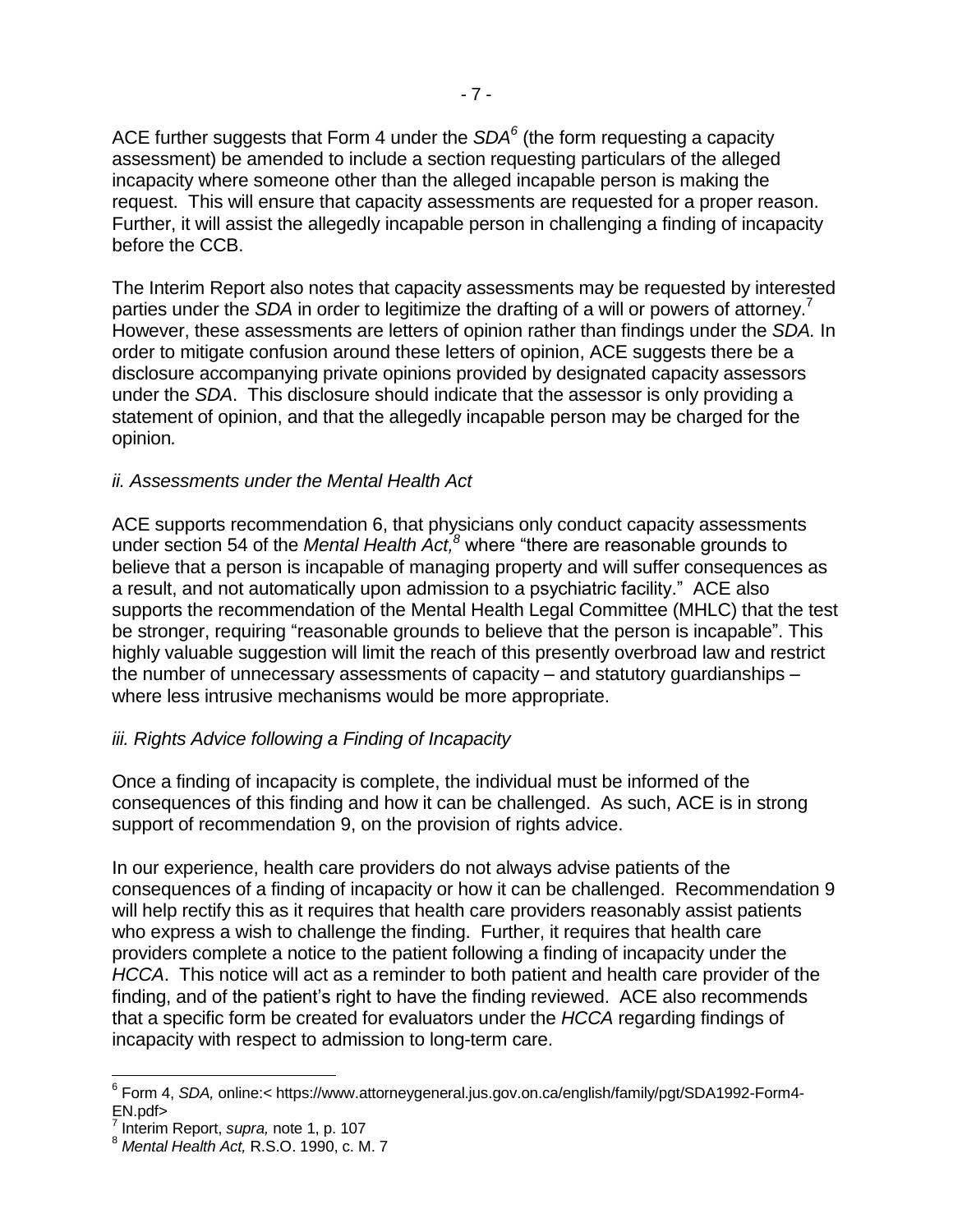ACE further suggests that Form 4 under the *SDA*[6] (the form requesting a capacity assessment) be amended to include a section requesting particulars of the alleged incapacity where someone other than the alleged incapable person is making the request. This will ensure that capacity assessments are requested for a proper reason. Further, it will assist the allegedly incapable person in challenging a finding of incapacity before the CCB.

The Interim Report also notes that capacity assessments may be requested by interested parties under the *SDA* in order to legitimize the drafting of a will or powers of attorney.[7] However, these assessments are letters of opinion rather than findings under the *SDA.* In order to mitigate confusion around these letters of opinion, ACE suggests there be a disclosure accompanying private opinions provided by designated capacity assessors under the *SDA*. This disclosure should indicate that the assessor is only providing a statement of opinion, and that the allegedly incapable person may be charged for the opinion*.*

*ii. Assessments under the Mental Health Act*

ACE supports recommendation 6, that physicians only conduct capacity assessments under section 54 of the *Mental Health Act,*[8] where "there are reasonable grounds to believe that a person is incapable of managing property and will suffer consequences as a result, and not automatically upon admission to a psychiatric facility." ACE also supports the recommendation of the Mental Health Legal Committee (MHLC) that the test be stronger, requiring "reasonable grounds to believe that the person is incapable". This highly valuable suggestion will limit the reach of this presently overbroad law and restrict the number of unnecessary assessments of capacity – and statutory guardianships – where less intrusive mechanisms would be more appropriate.

*iii. Rights Advice following a Finding of Incapacity*

Once a finding of incapacity is complete, the individual must be informed of the consequences of this finding and how it can be challenged. As such, ACE is in strong support of recommendation 9, on the provision of rights advice.

In our experience, health care providers do not always advise patients of the consequences of a finding of incapacity or how it can be challenged. Recommendation 9 will help rectify this as it requires that health care providers reasonably assist patients who express a wish to challenge the finding. Further, it requires that health care providers complete a notice to the patient following a finding of incapacity under the *HCCA*. This notice will act as a reminder to both patient and health care provider of the finding, and of the patient's right to have the finding reviewed. ACE also recommends that a specific form be created for evaluators under the *HCCA* regarding findings of incapacity with respect to admission to long-term care.

---

[6] Form 4, *SDA,* online:< https://www.attorneygeneral.jus.gov.on.ca/english/family/pgt/SDA1992-Form4-EN.pdf>

[7] Interim Report, *supra,* note 1, p. 107

[8] *Mental Health Act,* R.S.O. 1990, c. M. 7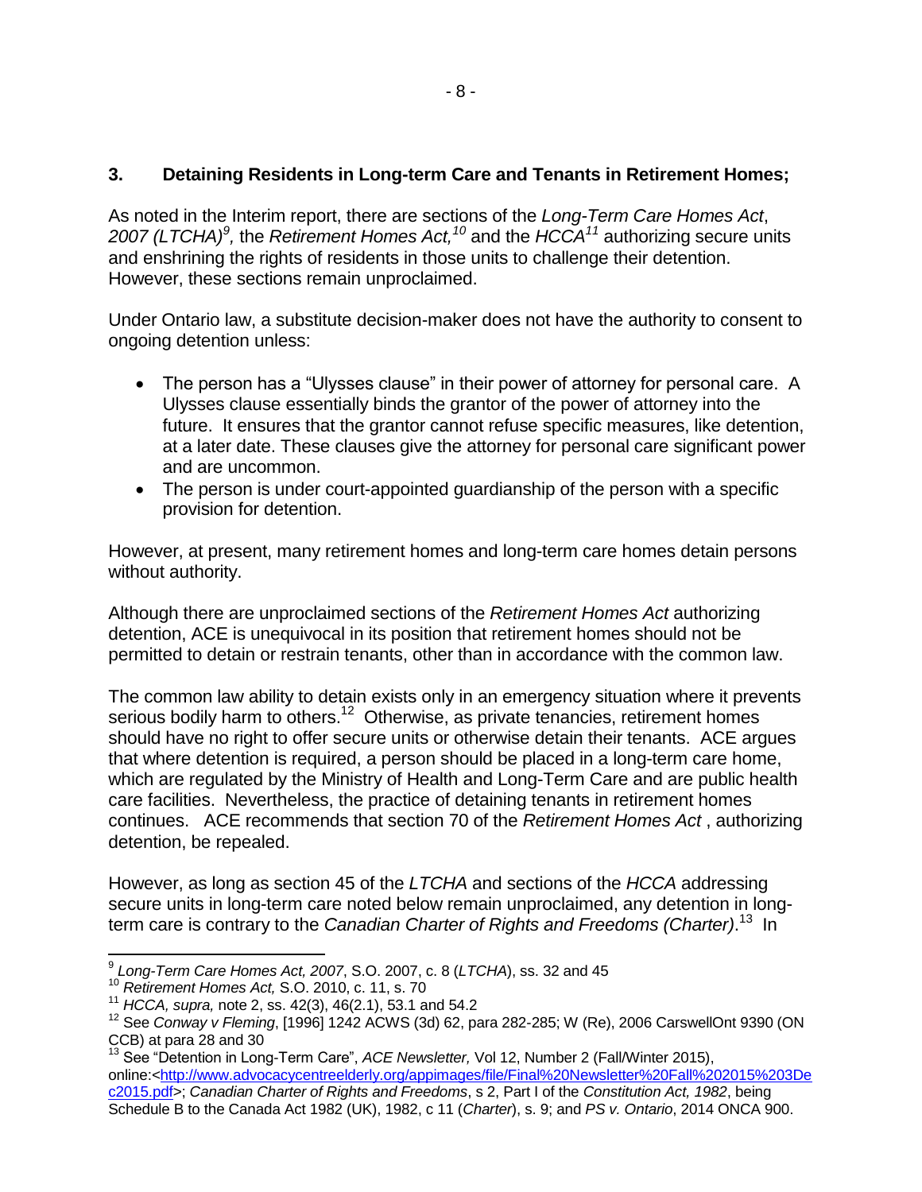## 3. Detaining Residents in Long-term Care and Tenants in Retirement Homes;

As noted in the Interim report, there are sections of the *Long-Term Care Homes Act, 2007 (LTCHA)*[9], the *Retirement Homes Act,*[10] and the *HCCA*[11] authorizing secure units and enshrining the rights of residents in those units to challenge their detention. However, these sections remain unproclaimed.

Under Ontario law, a substitute decision-maker does not have the authority to consent to ongoing detention unless:

- The person has a "Ulysses clause" in their power of attorney for personal care. A Ulysses clause essentially binds the grantor of the power of attorney into the future. It ensures that the grantor cannot refuse specific measures, like detention, at a later date. These clauses give the attorney for personal care significant power and are uncommon.
- The person is under court-appointed guardianship of the person with a specific provision for detention.

However, at present, many retirement homes and long-term care homes detain persons without authority.

Although there are unproclaimed sections of the *Retirement Homes Act* authorizing detention, ACE is unequivocal in its position that retirement homes should not be permitted to detain or restrain tenants, other than in accordance with the common law.

The common law ability to detain exists only in an emergency situation where it prevents serious bodily harm to others.[12] Otherwise, as private tenancies, retirement homes should have no right to offer secure units or otherwise detain their tenants. ACE argues that where detention is required, a person should be placed in a long-term care home, which are regulated by the Ministry of Health and Long-Term Care and are public health care facilities. Nevertheless, the practice of detaining tenants in retirement homes continues. ACE recommends that section 70 of the *Retirement Homes Act* , authorizing detention, be repealed.

However, as long as section 45 of the *LTCHA* and sections of the *HCCA* addressing secure units in long-term care noted below remain unproclaimed, any detention in long-term care is contrary to the *Canadian Charter of Rights and Freedoms (Charter)*.[13] In

---

[9] *Long-Term Care Homes Act, 2007*, S.O. 2007, c. 8 (*LTCHA*), ss. 32 and 45

[10] *Retirement Homes Act,* S.O. 2010, c. 11, s. 70

[11] *HCCA, supra,* note 2, ss. 42(3), 46(2.1), 53.1 and 54.2

[12] See *Conway v Fleming*, [1996] 1242 ACWS (3d) 62, para 282-285; W (Re), 2006 CarswellOnt 9390 (ON CCB) at para 28 and 30

[13] See "Detention in Long-Term Care", *ACE Newsletter,* Vol 12, Number 2 (Fall/Winter 2015), online:<http://www.advocacycentreelderly.org/appimages/file/Final%20Newsletter%20Fall%202015%203Dec2015.pdf>; *Canadian Charter of Rights and Freedoms*, s 2, Part I of the *Constitution Act, 1982*, being Schedule B to the Canada Act 1982 (UK), 1982, c 11 (*Charter*), s. 9; and *PS v. Ontario*, 2014 ONCA 900.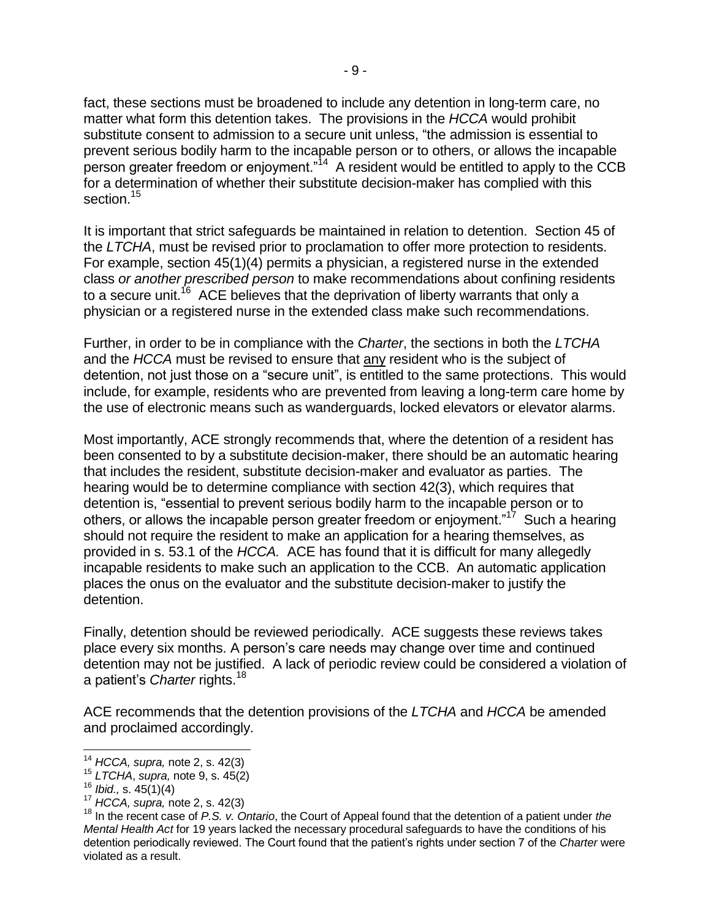fact, these sections must be broadened to include any detention in long-term care, no matter what form this detention takes. The provisions in the *HCCA* would prohibit substitute consent to admission to a secure unit unless, "the admission is essential to prevent serious bodily harm to the incapable person or to others, or allows the incapable person greater freedom or enjoyment."[14] A resident would be entitled to apply to the CCB for a determination of whether their substitute decision-maker has complied with this section.[15]

It is important that strict safeguards be maintained in relation to detention. Section 45 of the *LTCHA*, must be revised prior to proclamation to offer more protection to residents. For example, section 45(1)(4) permits a physician, a registered nurse in the extended class *or another prescribed person* to make recommendations about confining residents to a secure unit.[16] ACE believes that the deprivation of liberty warrants that only a physician or a registered nurse in the extended class make such recommendations.

Further, in order to be in compliance with the *Charter*, the sections in both the *LTCHA* and the *HCCA* must be revised to ensure that <u>any</u> resident who is the subject of detention, not just those on a "secure unit", is entitled to the same protections. This would include, for example, residents who are prevented from leaving a long-term care home by the use of electronic means such as wanderguards, locked elevators or elevator alarms.

Most importantly, ACE strongly recommends that, where the detention of a resident has been consented to by a substitute decision-maker, there should be an automatic hearing that includes the resident, substitute decision-maker and evaluator as parties. The hearing would be to determine compliance with section 42(3), which requires that detention is, "essential to prevent serious bodily harm to the incapable person or to others, or allows the incapable person greater freedom or enjoyment."[17] Such a hearing should not require the resident to make an application for a hearing themselves, as provided in s. 53.1 of the *HCCA.* ACE has found that it is difficult for many allegedly incapable residents to make such an application to the CCB. An automatic application places the onus on the evaluator and the substitute decision-maker to justify the detention.

Finally, detention should be reviewed periodically. ACE suggests these reviews takes place every six months. A person's care needs may change over time and continued detention may not be justified. A lack of periodic review could be considered a violation of a patient's *Charter* rights.[18]

ACE recommends that the detention provisions of the *LTCHA* and *HCCA* be amended and proclaimed accordingly.

---

[14] *HCCA, supra,* note 2, s. 42(3)

[15] *LTCHA*, *supra,* note 9, s. 45(2)

[16] *Ibid.,* s. 45(1)(4)

[17] *HCCA, supra,* note 2, s. 42(3)

[18] In the recent case of *P.S. v. Ontario*, the Court of Appeal found that the detention of a patient under *the Mental Health Act* for 19 years lacked the necessary procedural safeguards to have the conditions of his detention periodically reviewed. The Court found that the patient's rights under section 7 of the *Charter* were violated as a result.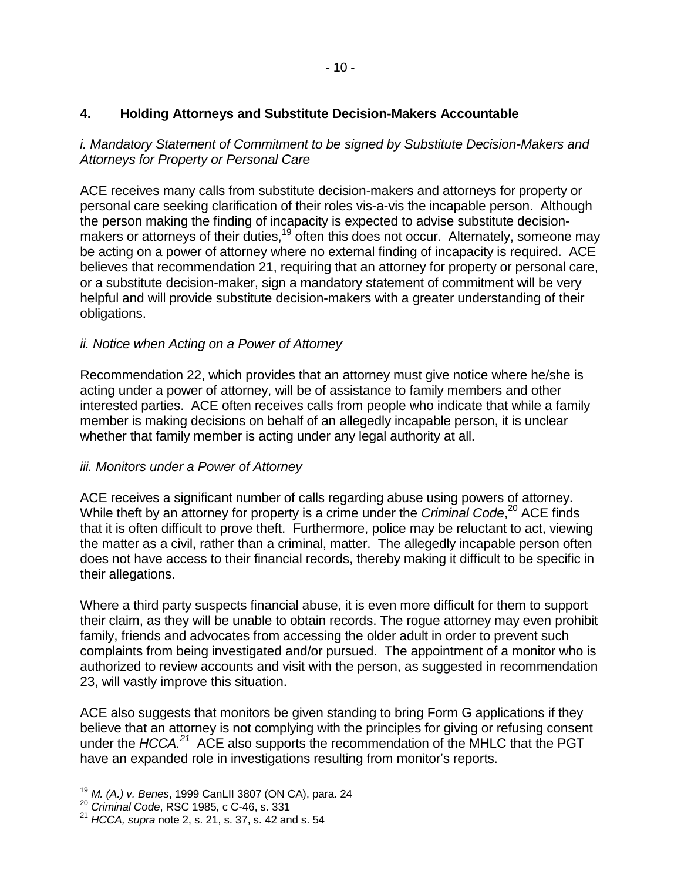## 4. Holding Attorneys and Substitute Decision-Makers Accountable

*i. Mandatory Statement of Commitment to be signed by Substitute Decision-Makers and Attorneys for Property or Personal Care*

ACE receives many calls from substitute decision-makers and attorneys for property or personal care seeking clarification of their roles vis-a-vis the incapable person. Although the person making the finding of incapacity is expected to advise substitute decision-makers or attorneys of their duties,[19] often this does not occur. Alternately, someone may be acting on a power of attorney where no external finding of incapacity is required. ACE believes that recommendation 21, requiring that an attorney for property or personal care, or a substitute decision-maker, sign a mandatory statement of commitment will be very helpful and will provide substitute decision-makers with a greater understanding of their obligations.

*ii. Notice when Acting on a Power of Attorney*

Recommendation 22, which provides that an attorney must give notice where he/she is acting under a power of attorney, will be of assistance to family members and other interested parties. ACE often receives calls from people who indicate that while a family member is making decisions on behalf of an allegedly incapable person, it is unclear whether that family member is acting under any legal authority at all.

*iii. Monitors under a Power of Attorney*

ACE receives a significant number of calls regarding abuse using powers of attorney. While theft by an attorney for property is a crime under the *Criminal Code*,[20] ACE finds that it is often difficult to prove theft. Furthermore, police may be reluctant to act, viewing the matter as a civil, rather than a criminal, matter. The allegedly incapable person often does not have access to their financial records, thereby making it difficult to be specific in their allegations.

Where a third party suspects financial abuse, it is even more difficult for them to support their claim, as they will be unable to obtain records. The rogue attorney may even prohibit family, friends and advocates from accessing the older adult in order to prevent such complaints from being investigated and/or pursued. The appointment of a monitor who is authorized to review accounts and visit with the person, as suggested in recommendation 23, will vastly improve this situation.

ACE also suggests that monitors be given standing to bring Form G applications if they believe that an attorney is not complying with the principles for giving or refusing consent under the *HCCA.*[21] ACE also supports the recommendation of the MHLC that the PGT have an expanded role in investigations resulting from monitor's reports.

---

[19] *M. (A.) v. Benes*, 1999 CanLII 3807 (ON CA), para. 24

[20] *Criminal Code*, RSC 1985, c C-46, s. 331

[21] *HCCA, supra* note 2, s. 21, s. 37, s. 42 and s. 54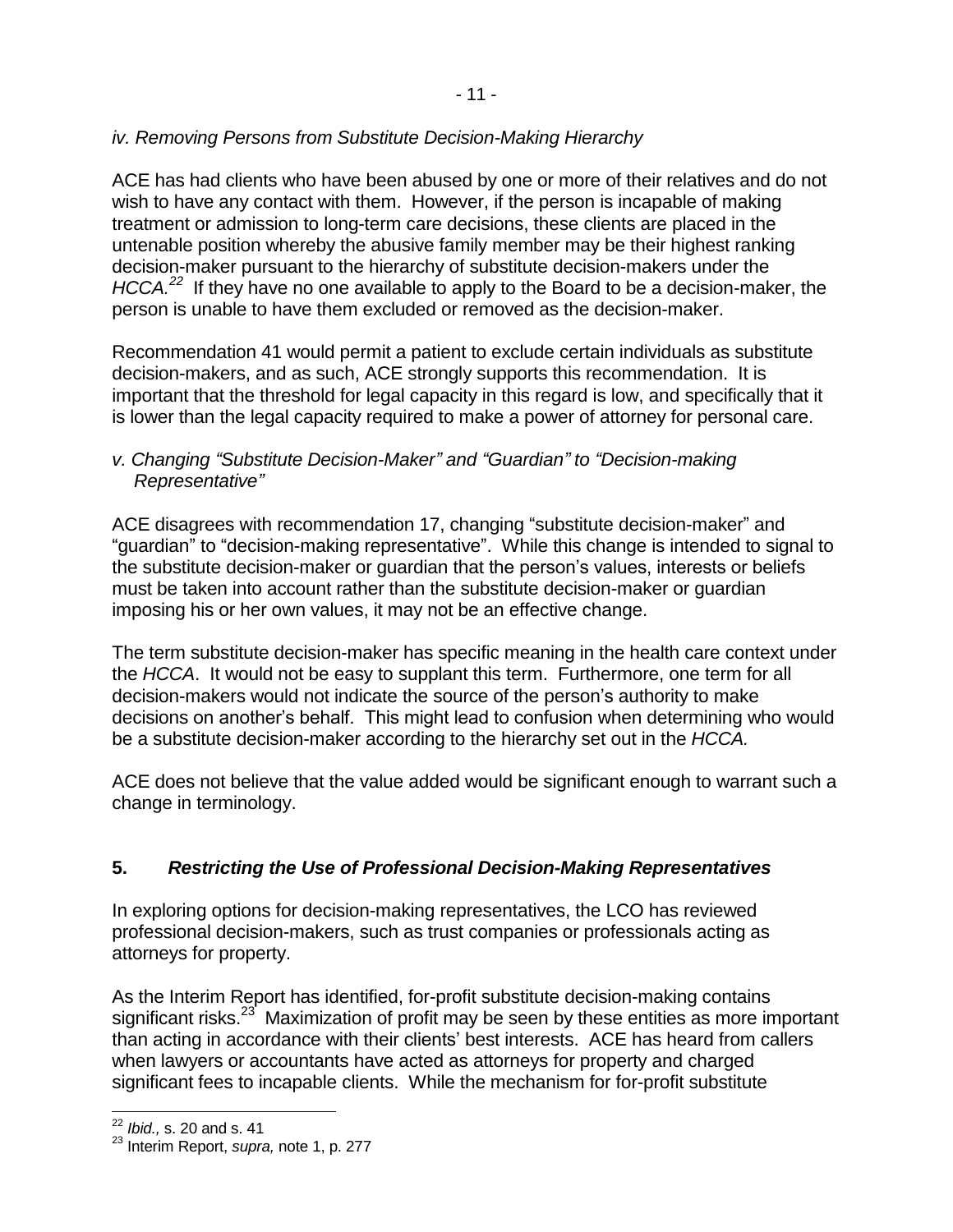*iv. Removing Persons from Substitute Decision-Making Hierarchy*

ACE has had clients who have been abused by one or more of their relatives and do not wish to have any contact with them. However, if the person is incapable of making treatment or admission to long-term care decisions, these clients are placed in the untenable position whereby the abusive family member may be their highest ranking decision-maker pursuant to the hierarchy of substitute decision-makers under the *HCCA.*[22] If they have no one available to apply to the Board to be a decision-maker, the person is unable to have them excluded or removed as the decision-maker.

Recommendation 41 would permit a patient to exclude certain individuals as substitute decision-makers, and as such, ACE strongly supports this recommendation. It is important that the threshold for legal capacity in this regard is low, and specifically that it is lower than the legal capacity required to make a power of attorney for personal care.

*v. Changing "Substitute Decision-Maker" and "Guardian" to "Decision-making Representative"*

ACE disagrees with recommendation 17, changing "substitute decision-maker" and "guardian" to "decision-making representative". While this change is intended to signal to the substitute decision-maker or guardian that the person's values, interests or beliefs must be taken into account rather than the substitute decision-maker or guardian imposing his or her own values, it may not be an effective change.

The term substitute decision-maker has specific meaning in the health care context under the *HCCA*. It would not be easy to supplant this term. Furthermore, one term for all decision-makers would not indicate the source of the person's authority to make decisions on another's behalf. This might lead to confusion when determining who would be a substitute decision-maker according to the hierarchy set out in the *HCCA.*

ACE does not believe that the value added would be significant enough to warrant such a change in terminology.

## 5. *Restricting the Use of Professional Decision-Making Representatives*

In exploring options for decision-making representatives, the LCO has reviewed professional decision-makers, such as trust companies or professionals acting as attorneys for property.

As the Interim Report has identified, for-profit substitute decision-making contains significant risks.[23] Maximization of profit may be seen by these entities as more important than acting in accordance with their clients' best interests. ACE has heard from callers when lawyers or accountants have acted as attorneys for property and charged significant fees to incapable clients. While the mechanism for for-profit substitute

---

[22] *Ibid.,* s. 20 and s. 41

[23] Interim Report, *supra,* note 1, p. 277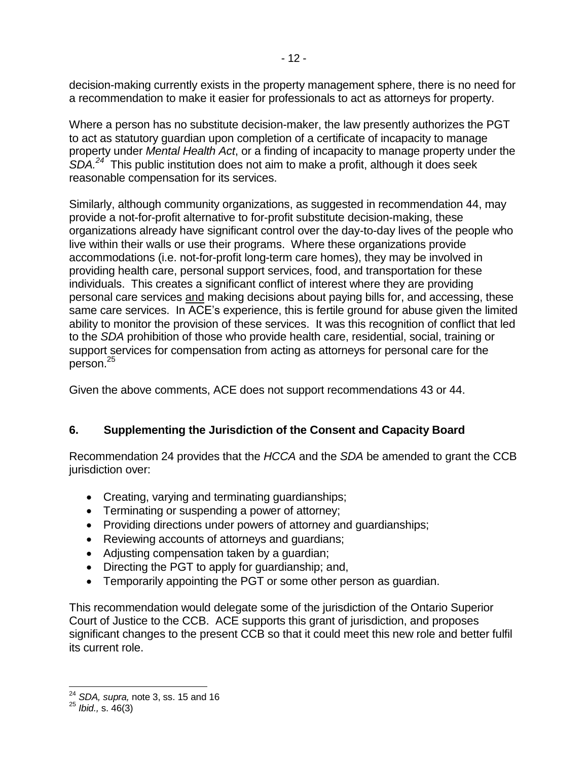decision-making currently exists in the property management sphere, there is no need for a recommendation to make it easier for professionals to act as attorneys for property.

Where a person has no substitute decision-maker, the law presently authorizes the PGT to act as statutory guardian upon completion of a certificate of incapacity to manage property under *Mental Health Act*, or a finding of incapacity to manage property under the *SDA.*[24] This public institution does not aim to make a profit, although it does seek reasonable compensation for its services.

Similarly, although community organizations, as suggested in recommendation 44, may provide a not-for-profit alternative to for-profit substitute decision-making, these organizations already have significant control over the day-to-day lives of the people who live within their walls or use their programs. Where these organizations provide accommodations (i.e. not-for-profit long-term care homes), they may be involved in providing health care, personal support services, food, and transportation for these individuals. This creates a significant conflict of interest where they are providing personal care services <u>and</u> making decisions about paying bills for, and accessing, these same care services. In ACE's experience, this is fertile ground for abuse given the limited ability to monitor the provision of these services. It was this recognition of conflict that led to the *SDA* prohibition of those who provide health care, residential, social, training or support services for compensation from acting as attorneys for personal care for the person.[25]

Given the above comments, ACE does not support recommendations 43 or 44.

## 6. Supplementing the Jurisdiction of the Consent and Capacity Board

Recommendation 24 provides that the *HCCA* and the *SDA* be amended to grant the CCB jurisdiction over:

- Creating, varying and terminating guardianships;
- Terminating or suspending a power of attorney;
- Providing directions under powers of attorney and guardianships;
- Reviewing accounts of attorneys and guardians;
- Adjusting compensation taken by a guardian;
- Directing the PGT to apply for guardianship; and,
- Temporarily appointing the PGT or some other person as guardian.

This recommendation would delegate some of the jurisdiction of the Ontario Superior Court of Justice to the CCB. ACE supports this grant of jurisdiction, and proposes significant changes to the present CCB so that it could meet this new role and better fulfil its current role.

---

[24] *SDA, supra,* note 3, ss. 15 and 16

[25] *Ibid.,* s. 46(3)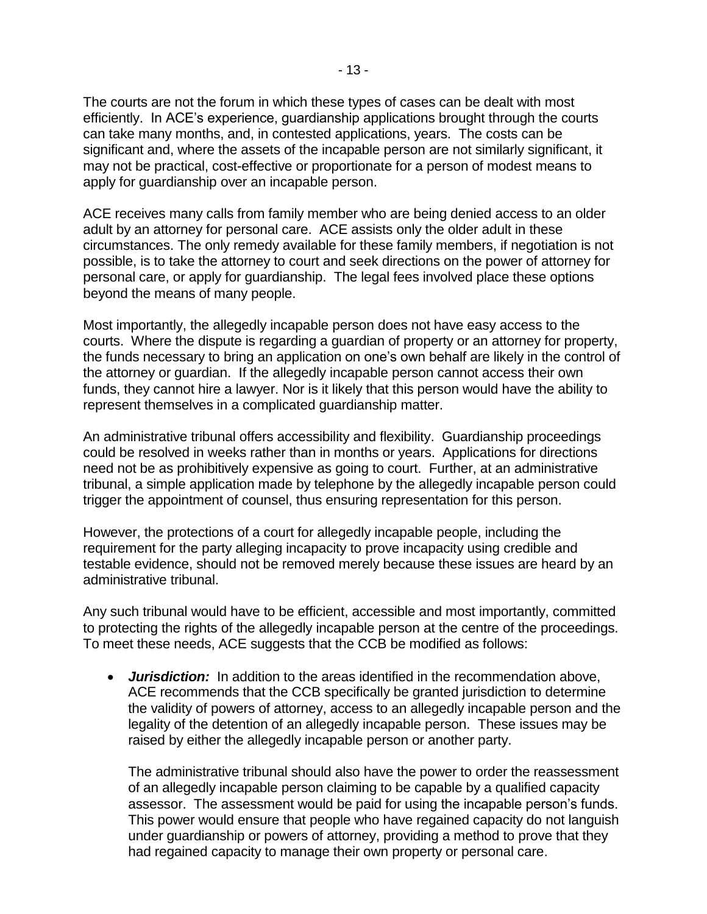The courts are not the forum in which these types of cases can be dealt with most efficiently. In ACE's experience, guardianship applications brought through the courts can take many months, and, in contested applications, years. The costs can be significant and, where the assets of the incapable person are not similarly significant, it may not be practical, cost-effective or proportionate for a person of modest means to apply for guardianship over an incapable person.

ACE receives many calls from family member who are being denied access to an older adult by an attorney for personal care. ACE assists only the older adult in these circumstances. The only remedy available for these family members, if negotiation is not possible, is to take the attorney to court and seek directions on the power of attorney for personal care, or apply for guardianship. The legal fees involved place these options beyond the means of many people.

Most importantly, the allegedly incapable person does not have easy access to the courts. Where the dispute is regarding a guardian of property or an attorney for property, the funds necessary to bring an application on one's own behalf are likely in the control of the attorney or guardian. If the allegedly incapable person cannot access their own funds, they cannot hire a lawyer. Nor is it likely that this person would have the ability to represent themselves in a complicated guardianship matter.

An administrative tribunal offers accessibility and flexibility. Guardianship proceedings could be resolved in weeks rather than in months or years. Applications for directions need not be as prohibitively expensive as going to court. Further, at an administrative tribunal, a simple application made by telephone by the allegedly incapable person could trigger the appointment of counsel, thus ensuring representation for this person.

However, the protections of a court for allegedly incapable people, including the requirement for the party alleging incapacity to prove incapacity using credible and testable evidence, should not be removed merely because these issues are heard by an administrative tribunal.

Any such tribunal would have to be efficient, accessible and most importantly, committed to protecting the rights of the allegedly incapable person at the centre of the proceedings. To meet these needs, ACE suggests that the CCB be modified as follows:

- ***Jurisdiction:*** In addition to the areas identified in the recommendation above, ACE recommends that the CCB specifically be granted jurisdiction to determine the validity of powers of attorney, access to an allegedly incapable person and the legality of the detention of an allegedly incapable person. These issues may be raised by either the allegedly incapable person or another party.

  The administrative tribunal should also have the power to order the reassessment of an allegedly incapable person claiming to be capable by a qualified capacity assessor. The assessment would be paid for using the incapable person's funds. This power would ensure that people who have regained capacity do not languish under guardianship or powers of attorney, providing a method to prove that they had regained capacity to manage their own property or personal care.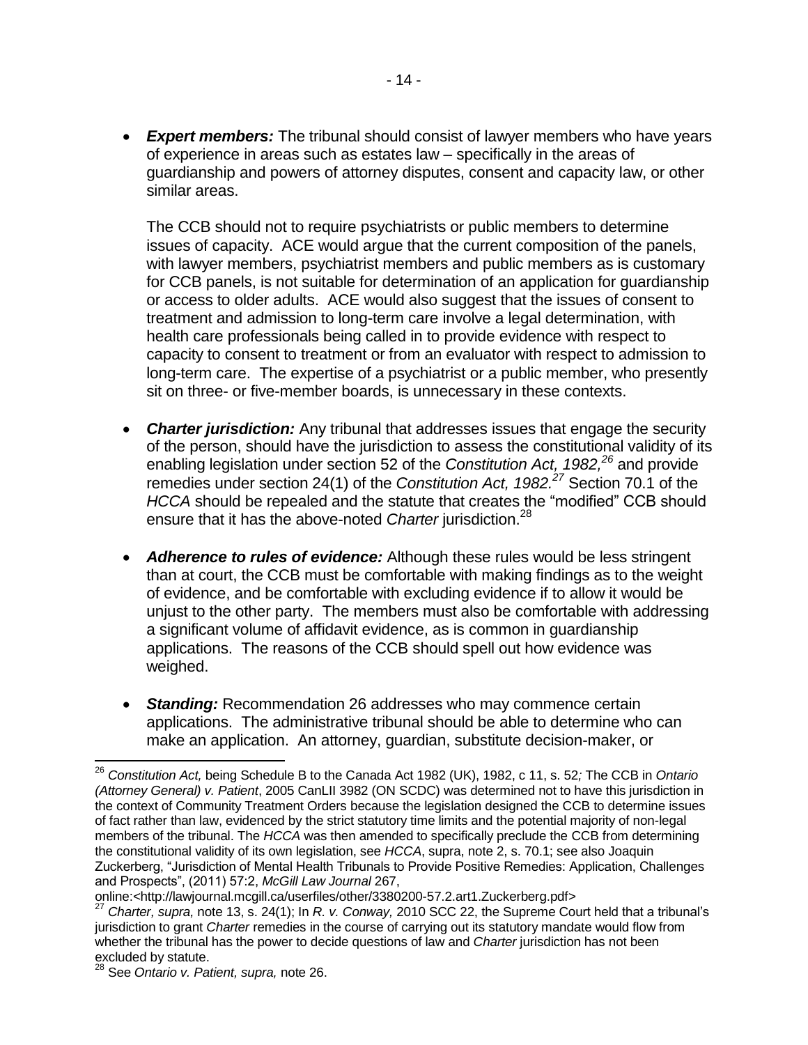- ***Expert members:*** The tribunal should consist of lawyer members who have years of experience in areas such as estates law – specifically in the areas of guardianship and powers of attorney disputes, consent and capacity law, or other similar areas.

  The CCB should not to require psychiatrists or public members to determine issues of capacity. ACE would argue that the current composition of the panels, with lawyer members, psychiatrist members and public members as is customary for CCB panels, is not suitable for determination of an application for guardianship or access to older adults. ACE would also suggest that the issues of consent to treatment and admission to long-term care involve a legal determination, with health care professionals being called in to provide evidence with respect to capacity to consent to treatment or from an evaluator with respect to admission to long-term care. The expertise of a psychiatrist or a public member, who presently sit on three- or five-member boards, is unnecessary in these contexts.

- ***Charter jurisdiction:*** Any tribunal that addresses issues that engage the security of the person, should have the jurisdiction to assess the constitutional validity of its enabling legislation under section 52 of the *Constitution Act, 1982,*[26] and provide remedies under section 24(1) of the *Constitution Act, 1982.*[27] Section 70.1 of the *HCCA* should be repealed and the statute that creates the "modified" CCB should ensure that it has the above-noted *Charter* jurisdiction.[28]

- ***Adherence to rules of evidence:*** Although these rules would be less stringent than at court, the CCB must be comfortable with making findings as to the weight of evidence, and be comfortable with excluding evidence if to allow it would be unjust to the other party. The members must also be comfortable with addressing a significant volume of affidavit evidence, as is common in guardianship applications. The reasons of the CCB should spell out how evidence was weighed.

- ***Standing:*** Recommendation 26 addresses who may commence certain applications. The administrative tribunal should be able to determine who can make an application. An attorney, guardian, substitute decision-maker, or

---

[26] *Constitution Act,* being Schedule B to the Canada Act 1982 (UK), 1982, c 11, s. 52*;* The CCB in *Ontario (Attorney General) v. Patient*, 2005 CanLII 3982 (ON SCDC) was determined not to have this jurisdiction in the context of Community Treatment Orders because the legislation designed the CCB to determine issues of fact rather than law, evidenced by the strict statutory time limits and the potential majority of non-legal members of the tribunal. The *HCCA* was then amended to specifically preclude the CCB from determining the constitutional validity of its own legislation, see *HCCA*, supra, note 2, s. 70.1; see also Joaquin Zuckerberg, "Jurisdiction of Mental Health Tribunals to Provide Positive Remedies: Application, Challenges and Prospects", (2011) 57:2, *McGill Law Journal* 267, online:<http://lawjournal.mcgill.ca/userfiles/other/3380200-57.2.art1.Zuckerberg.pdf>

[27] *Charter, supra,* note 13, s. 24(1); In *R. v. Conway,* 2010 SCC 22, the Supreme Court held that a tribunal's jurisdiction to grant *Charter* remedies in the course of carrying out its statutory mandate would flow from whether the tribunal has the power to decide questions of law and *Charter* jurisdiction has not been excluded by statute.

[28] See *Ontario v. Patient, supra,* note 26.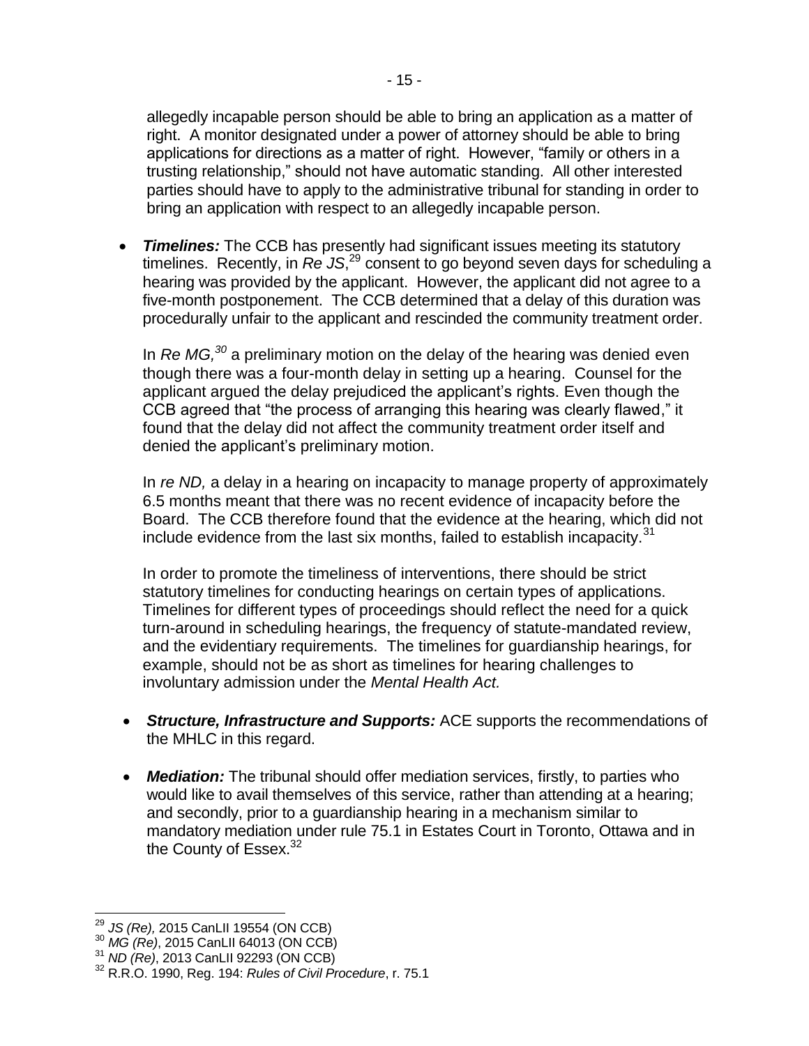allegedly incapable person should be able to bring an application as a matter of right. A monitor designated under a power of attorney should be able to bring applications for directions as a matter of right. However, "family or others in a trusting relationship," should not have automatic standing. All other interested parties should have to apply to the administrative tribunal for standing in order to bring an application with respect to an allegedly incapable person.

- ***Timelines:*** The CCB has presently had significant issues meeting its statutory timelines. Recently, in *Re JS*,[29] consent to go beyond seven days for scheduling a hearing was provided by the applicant. However, the applicant did not agree to a five-month postponement. The CCB determined that a delay of this duration was procedurally unfair to the applicant and rescinded the community treatment order.

  In *Re MG,*[30] a preliminary motion on the delay of the hearing was denied even though there was a four-month delay in setting up a hearing. Counsel for the applicant argued the delay prejudiced the applicant's rights. Even though the CCB agreed that "the process of arranging this hearing was clearly flawed," it found that the delay did not affect the community treatment order itself and denied the applicant's preliminary motion.

  In *re ND,* a delay in a hearing on incapacity to manage property of approximately 6.5 months meant that there was no recent evidence of incapacity before the Board. The CCB therefore found that the evidence at the hearing, which did not include evidence from the last six months, failed to establish incapacity.[31]

  In order to promote the timeliness of interventions, there should be strict statutory timelines for conducting hearings on certain types of applications. Timelines for different types of proceedings should reflect the need for a quick turn-around in scheduling hearings, the frequency of statute-mandated review, and the evidentiary requirements. The timelines for guardianship hearings, for example, should not be as short as timelines for hearing challenges to involuntary admission under the *Mental Health Act.*

- ***Structure, Infrastructure and Supports:*** ACE supports the recommendations of the MHLC in this regard.

- ***Mediation:*** The tribunal should offer mediation services, firstly, to parties who would like to avail themselves of this service, rather than attending at a hearing; and secondly, prior to a guardianship hearing in a mechanism similar to mandatory mediation under rule 75.1 in Estates Court in Toronto, Ottawa and in the County of Essex.[32]

---

[29] *JS (Re),* 2015 CanLII 19554 (ON CCB)

[30] *MG (Re)*, 2015 CanLII 64013 (ON CCB)

[31] *ND (Re)*, 2013 CanLII 92293 (ON CCB)

[32] R.R.O. 1990, Reg. 194: *Rules of Civil Procedure*, r. 75.1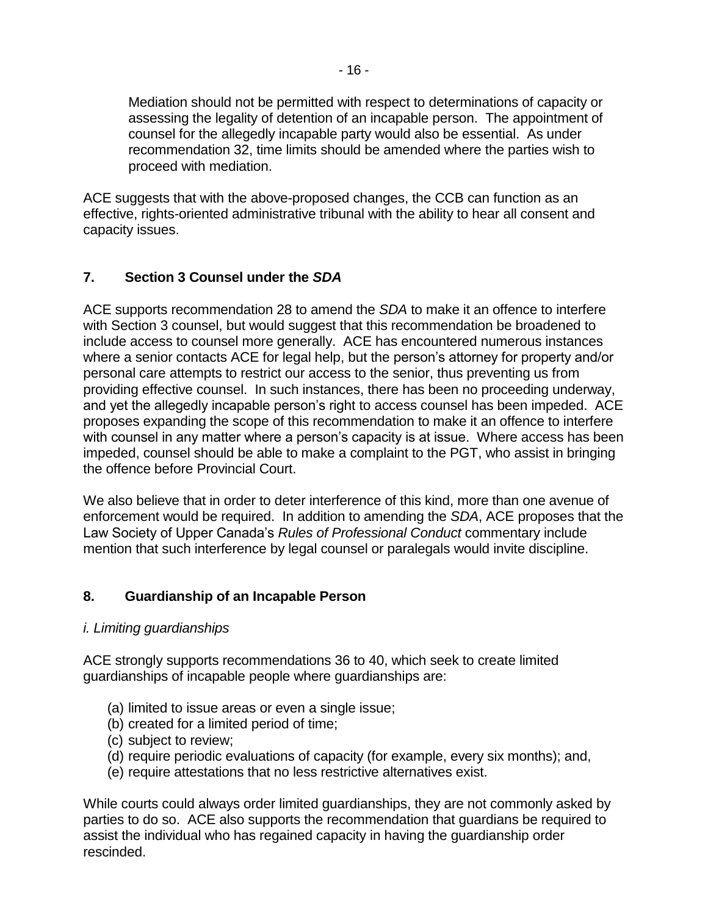> Mediation should not be permitted with respect to determinations of capacity or assessing the legality of detention of an incapable person. The appointment of counsel for the allegedly incapable party would also be essential. As under recommendation 32, time limits should be amended where the parties wish to proceed with mediation.

ACE suggests that with the above-proposed changes, the CCB can function as an effective, rights-oriented administrative tribunal with the ability to hear all consent and capacity issues.

## 7. Section 3 Counsel under the *SDA*

ACE supports recommendation 28 to amend the *SDA* to make it an offence to interfere with Section 3 counsel, but would suggest that this recommendation be broadened to include access to counsel more generally. ACE has encountered numerous instances where a senior contacts ACE for legal help, but the person's attorney for property and/or personal care attempts to restrict our access to the senior, thus preventing us from providing effective counsel. In such instances, there has been no proceeding underway, and yet the allegedly incapable person's right to access counsel has been impeded. ACE proposes expanding the scope of this recommendation to make it an offence to interfere with counsel in any matter where a person's capacity is at issue. Where access has been impeded, counsel should be able to make a complaint to the PGT, who assist in bringing the offence before Provincial Court.

We also believe that in order to deter interference of this kind, more than one avenue of enforcement would be required. In addition to amending the *SDA*, ACE proposes that the Law Society of Upper Canada's *Rules of Professional Conduct* commentary include mention that such interference by legal counsel or paralegals would invite discipline.

## 8. Guardianship of an Incapable Person

### *i. Limiting guardianships*

ACE strongly supports recommendations 36 to 40, which seek to create limited guardianships of incapable people where guardianships are:

(a) limited to issue areas or even a single issue;
(b) created for a limited period of time;
(c) subject to review;
(d) require periodic evaluations of capacity (for example, every six months); and,
(e) require attestations that no less restrictive alternatives exist.

While courts could always order limited guardianships, they are not commonly asked by parties to do so. ACE also supports the recommendation that guardians be required to assist the individual who has regained capacity in having the guardianship order rescinded.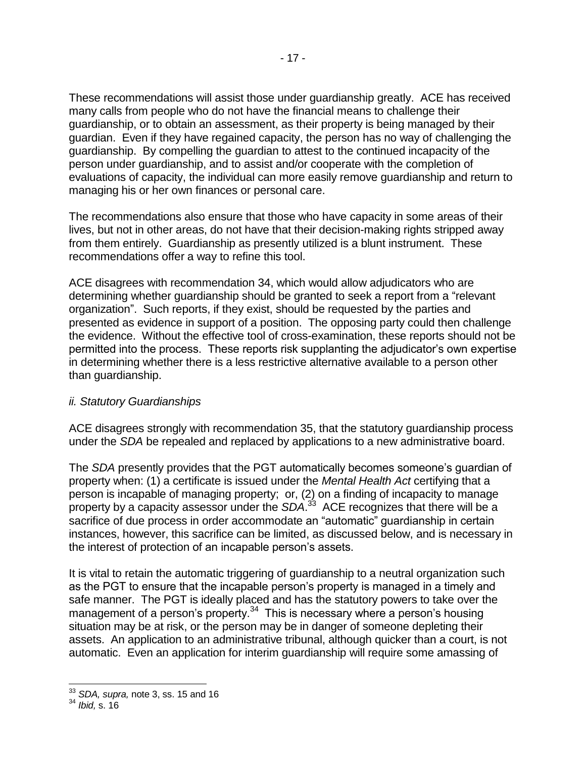These recommendations will assist those under guardianship greatly. ACE has received many calls from people who do not have the financial means to challenge their guardianship, or to obtain an assessment, as their property is being managed by their guardian. Even if they have regained capacity, the person has no way of challenging the guardianship. By compelling the guardian to attest to the continued incapacity of the person under guardianship, and to assist and/or cooperate with the completion of evaluations of capacity, the individual can more easily remove guardianship and return to managing his or her own finances or personal care.

The recommendations also ensure that those who have capacity in some areas of their lives, but not in other areas, do not have that their decision-making rights stripped away from them entirely. Guardianship as presently utilized is a blunt instrument. These recommendations offer a way to refine this tool.

ACE disagrees with recommendation 34, which would allow adjudicators who are determining whether guardianship should be granted to seek a report from a "relevant organization". Such reports, if they exist, should be requested by the parties and presented as evidence in support of a position. The opposing party could then challenge the evidence. Without the effective tool of cross-examination, these reports should not be permitted into the process. These reports risk supplanting the adjudicator's own expertise in determining whether there is a less restrictive alternative available to a person other than guardianship.

*ii. Statutory Guardianships*

ACE disagrees strongly with recommendation 35, that the statutory guardianship process under the *SDA* be repealed and replaced by applications to a new administrative board.

The *SDA* presently provides that the PGT automatically becomes someone's guardian of property when: (1) a certificate is issued under the *Mental Health Act* certifying that a person is incapable of managing property; or, (2) on a finding of incapacity to manage property by a capacity assessor under the *SDA*.[33] ACE recognizes that there will be a sacrifice of due process in order accommodate an "automatic" guardianship in certain instances, however, this sacrifice can be limited, as discussed below, and is necessary in the interest of protection of an incapable person's assets.

It is vital to retain the automatic triggering of guardianship to a neutral organization such as the PGT to ensure that the incapable person's property is managed in a timely and safe manner. The PGT is ideally placed and has the statutory powers to take over the management of a person's property.[34] This is necessary where a person's housing situation may be at risk, or the person may be in danger of someone depleting their assets. An application to an administrative tribunal, although quicker than a court, is not automatic. Even an application for interim guardianship will require some amassing of

---

[33] *SDA, supra,* note 3, ss. 15 and 16

[34] *Ibid,* s. 16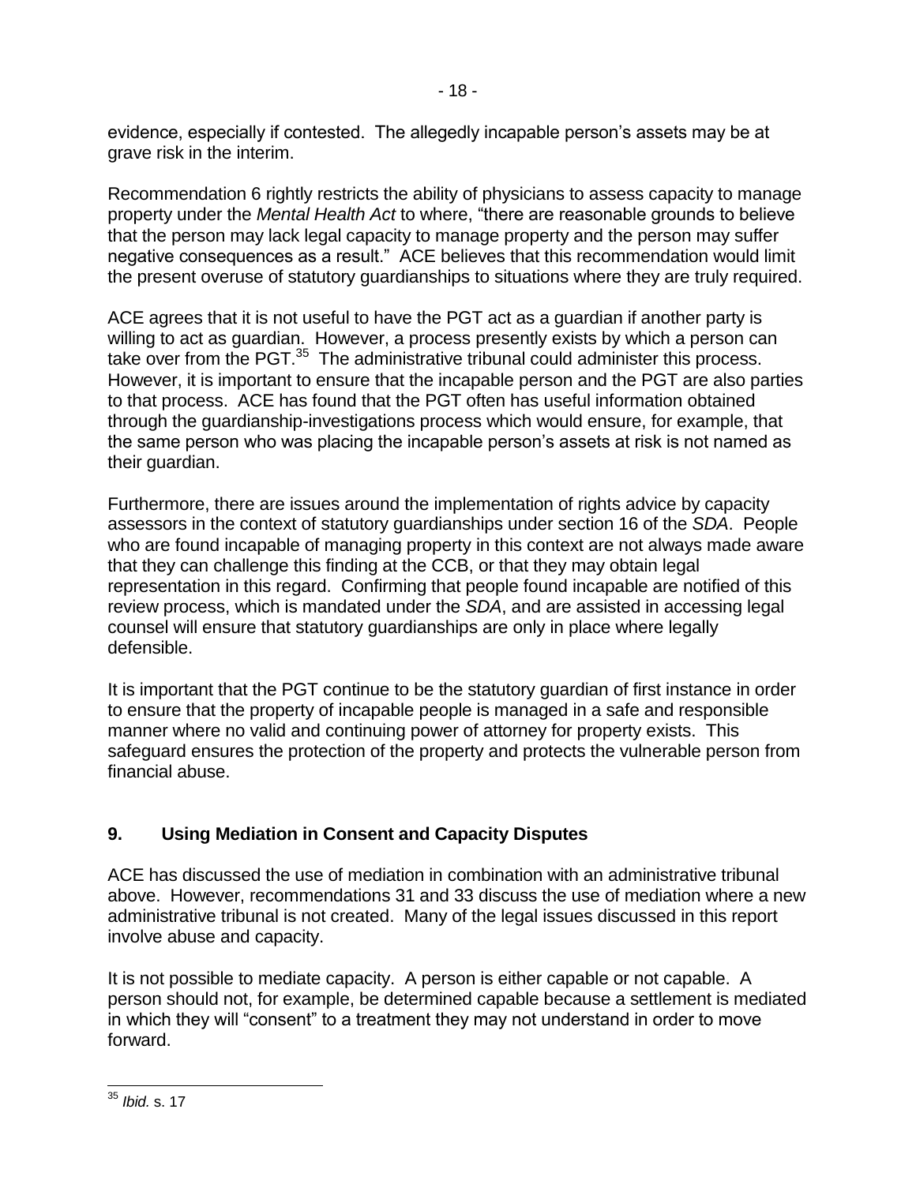evidence, especially if contested. The allegedly incapable person's assets may be at grave risk in the interim.

Recommendation 6 rightly restricts the ability of physicians to assess capacity to manage property under the *Mental Health Act* to where, "there are reasonable grounds to believe that the person may lack legal capacity to manage property and the person may suffer negative consequences as a result." ACE believes that this recommendation would limit the present overuse of statutory guardianships to situations where they are truly required.

ACE agrees that it is not useful to have the PGT act as a guardian if another party is willing to act as guardian. However, a process presently exists by which a person can take over from the PGT.[35] The administrative tribunal could administer this process. However, it is important to ensure that the incapable person and the PGT are also parties to that process. ACE has found that the PGT often has useful information obtained through the guardianship-investigations process which would ensure, for example, that the same person who was placing the incapable person's assets at risk is not named as their guardian.

Furthermore, there are issues around the implementation of rights advice by capacity assessors in the context of statutory guardianships under section 16 of the *SDA*. People who are found incapable of managing property in this context are not always made aware that they can challenge this finding at the CCB, or that they may obtain legal representation in this regard. Confirming that people found incapable are notified of this review process, which is mandated under the *SDA*, and are assisted in accessing legal counsel will ensure that statutory guardianships are only in place where legally defensible.

It is important that the PGT continue to be the statutory guardian of first instance in order to ensure that the property of incapable people is managed in a safe and responsible manner where no valid and continuing power of attorney for property exists. This safeguard ensures the protection of the property and protects the vulnerable person from financial abuse.

## 9. Using Mediation in Consent and Capacity Disputes

ACE has discussed the use of mediation in combination with an administrative tribunal above. However, recommendations 31 and 33 discuss the use of mediation where a new administrative tribunal is not created. Many of the legal issues discussed in this report involve abuse and capacity.

It is not possible to mediate capacity. A person is either capable or not capable. A person should not, for example, be determined capable because a settlement is mediated in which they will "consent" to a treatment they may not understand in order to move forward.

---

[35] *Ibid.* s. 17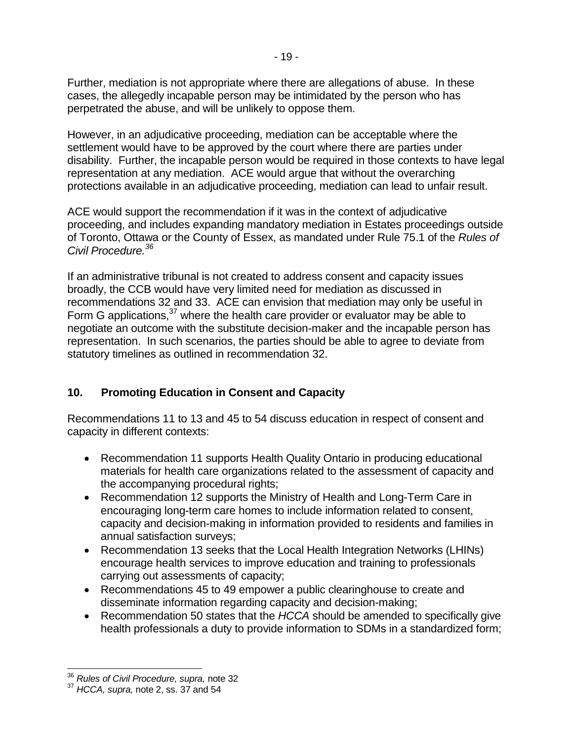Further, mediation is not appropriate where there are allegations of abuse. In these cases, the allegedly incapable person may be intimidated by the person who has perpetrated the abuse, and will be unlikely to oppose them.

However, in an adjudicative proceeding, mediation can be acceptable where the settlement would have to be approved by the court where there are parties under disability. Further, the incapable person would be required in those contexts to have legal representation at any mediation. ACE would argue that without the overarching protections available in an adjudicative proceeding, mediation can lead to unfair result.

ACE would support the recommendation if it was in the context of adjudicative proceeding, and includes expanding mandatory mediation in Estates proceedings outside of Toronto, Ottawa or the County of Essex, as mandated under Rule 75.1 of the *Rules of Civil Procedure.*[36]

If an administrative tribunal is not created to address consent and capacity issues broadly, the CCB would have very limited need for mediation as discussed in recommendations 32 and 33. ACE can envision that mediation may only be useful in Form G applications,[37] where the health care provider or evaluator may be able to negotiate an outcome with the substitute decision-maker and the incapable person has representation. In such scenarios, the parties should be able to agree to deviate from statutory timelines as outlined in recommendation 32.

## 10. Promoting Education in Consent and Capacity

Recommendations 11 to 13 and 45 to 54 discuss education in respect of consent and capacity in different contexts:

- Recommendation 11 supports Health Quality Ontario in producing educational materials for health care organizations related to the assessment of capacity and the accompanying procedural rights;
- Recommendation 12 supports the Ministry of Health and Long-Term Care in encouraging long-term care homes to include information related to consent, capacity and decision-making in information provided to residents and families in annual satisfaction surveys;
- Recommendation 13 seeks that the Local Health Integration Networks (LHINs) encourage health services to improve education and training to professionals carrying out assessments of capacity;
- Recommendations 45 to 49 empower a public clearinghouse to create and disseminate information regarding capacity and decision-making;
- Recommendation 50 states that the *HCCA* should be amended to specifically give health professionals a duty to provide information to SDMs in a standardized form;

---

[36] *Rules of Civil Procedure, supra,* note 32

[37] *HCCA, supra,* note 2, ss. 37 and 54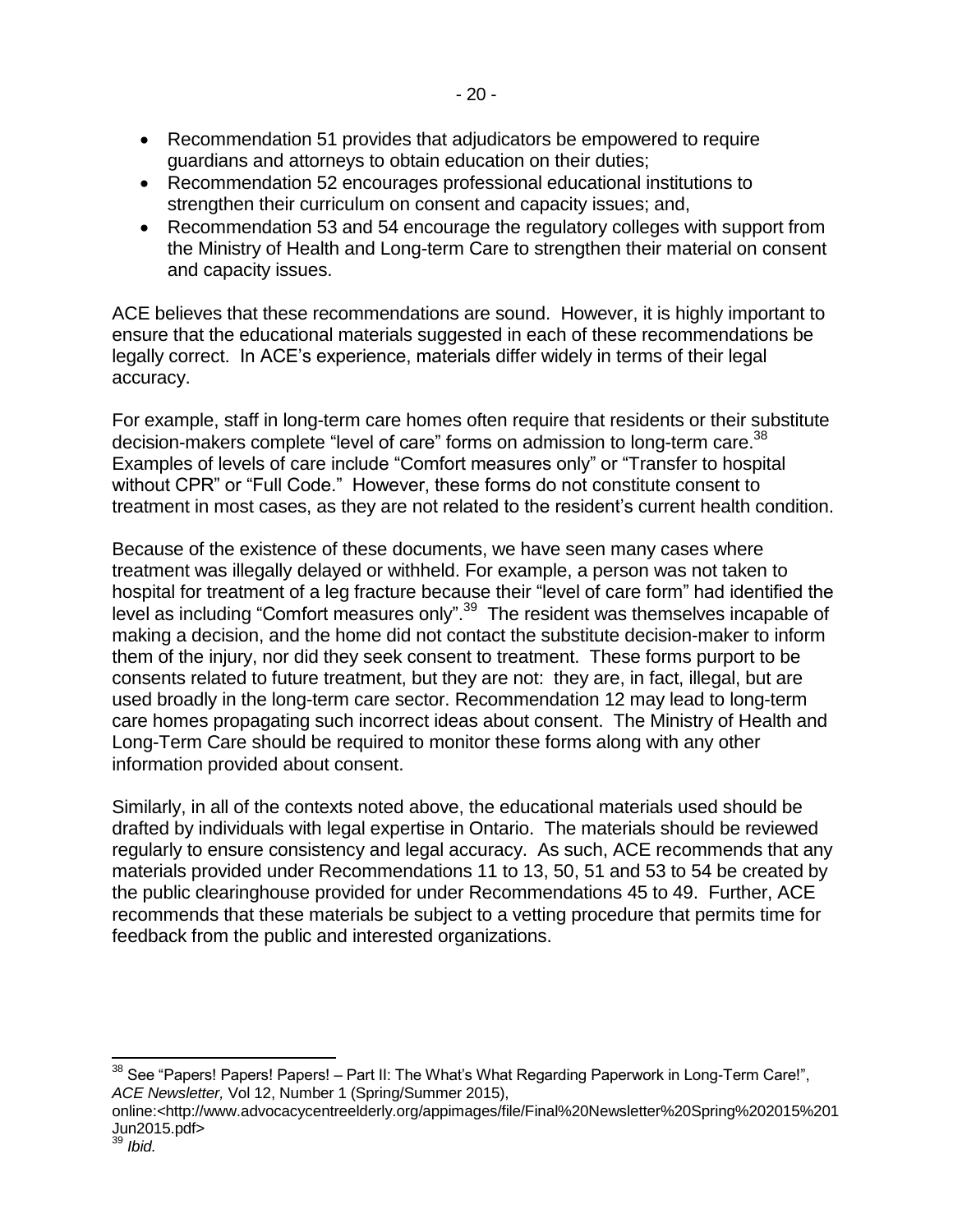- Recommendation 51 provides that adjudicators be empowered to require guardians and attorneys to obtain education on their duties;
- Recommendation 52 encourages professional educational institutions to strengthen their curriculum on consent and capacity issues; and,
- Recommendation 53 and 54 encourage the regulatory colleges with support from the Ministry of Health and Long-term Care to strengthen their material on consent and capacity issues.

ACE believes that these recommendations are sound. However, it is highly important to ensure that the educational materials suggested in each of these recommendations be legally correct. In ACE's experience, materials differ widely in terms of their legal accuracy.

For example, staff in long-term care homes often require that residents or their substitute decision-makers complete "level of care" forms on admission to long-term care.[38] Examples of levels of care include "Comfort measures only" or "Transfer to hospital without CPR" or "Full Code." However, these forms do not constitute consent to treatment in most cases, as they are not related to the resident's current health condition.

Because of the existence of these documents, we have seen many cases where treatment was illegally delayed or withheld. For example, a person was not taken to hospital for treatment of a leg fracture because their "level of care form" had identified the level as including "Comfort measures only".[39] The resident was themselves incapable of making a decision, and the home did not contact the substitute decision-maker to inform them of the injury, nor did they seek consent to treatment. These forms purport to be consents related to future treatment, but they are not: they are, in fact, illegal, but are used broadly in the long-term care sector. Recommendation 12 may lead to long-term care homes propagating such incorrect ideas about consent. The Ministry of Health and Long-Term Care should be required to monitor these forms along with any other information provided about consent.

Similarly, in all of the contexts noted above, the educational materials used should be drafted by individuals with legal expertise in Ontario. The materials should be reviewed regularly to ensure consistency and legal accuracy. As such, ACE recommends that any materials provided under Recommendations 11 to 13, 50, 51 and 53 to 54 be created by the public clearinghouse provided for under Recommendations 45 to 49. Further, ACE recommends that these materials be subject to a vetting procedure that permits time for feedback from the public and interested organizations.

---

[38] See "Papers! Papers! Papers! – Part II: The What's What Regarding Paperwork in Long-Term Care!", *ACE Newsletter,* Vol 12, Number 1 (Spring/Summer 2015), online:<http://www.advocacycentreelderly.org/appimages/file/Final%20Newsletter%20Spring%202015%201Jun2015.pdf>

[39] *Ibid.*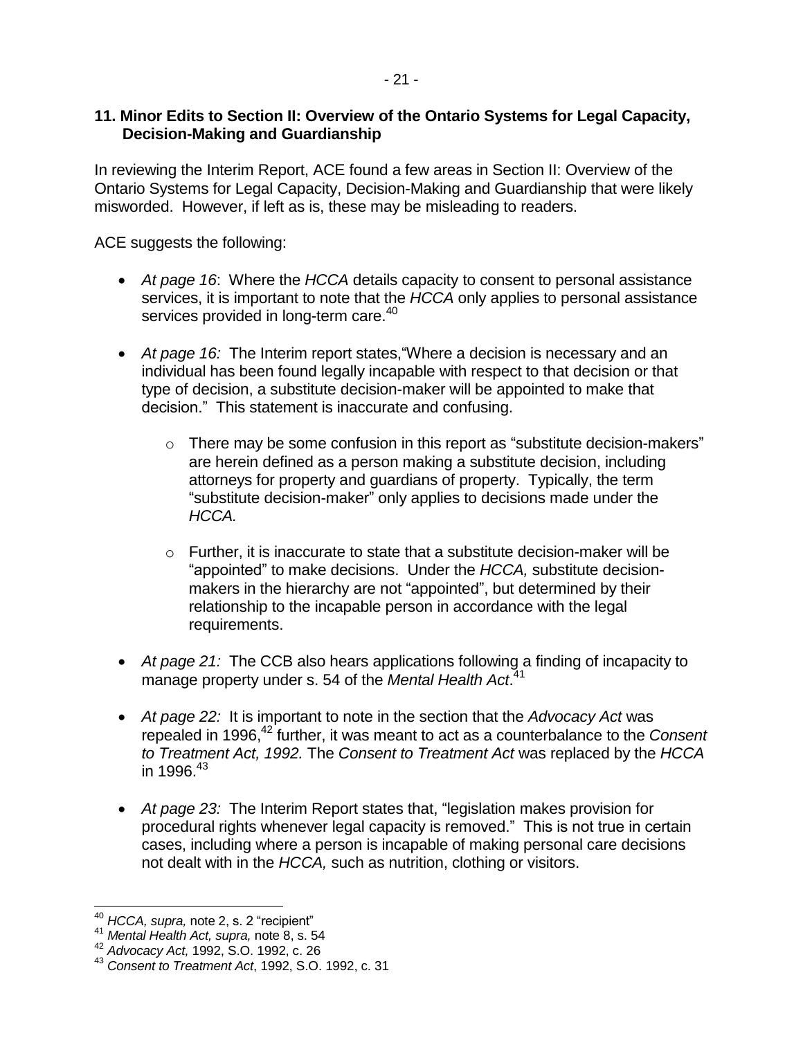## 11. Minor Edits to Section II: Overview of the Ontario Systems for Legal Capacity, Decision-Making and Guardianship

In reviewing the Interim Report, ACE found a few areas in Section II: Overview of the Ontario Systems for Legal Capacity, Decision-Making and Guardianship that were likely misworded. However, if left as is, these may be misleading to readers.

ACE suggests the following:

- *At page 16*: Where the *HCCA* details capacity to consent to personal assistance services, it is important to note that the *HCCA* only applies to personal assistance services provided in long-term care.[40]

- *At page 16:* The Interim report states,"Where a decision is necessary and an individual has been found legally incapable with respect to that decision or that type of decision, a substitute decision-maker will be appointed to make that decision." This statement is inaccurate and confusing.

    - There may be some confusion in this report as "substitute decision-makers" are herein defined as a person making a substitute decision, including attorneys for property and guardians of property. Typically, the term "substitute decision-maker" only applies to decisions made under the *HCCA.*

    - Further, it is inaccurate to state that a substitute decision-maker will be "appointed" to make decisions. Under the *HCCA,* substitute decision-makers in the hierarchy are not "appointed", but determined by their relationship to the incapable person in accordance with the legal requirements.

- *At page 21:* The CCB also hears applications following a finding of incapacity to manage property under s. 54 of the *Mental Health Act*.[41]

- *At page 22:* It is important to note in the section that the *Advocacy Act* was repealed in 1996,[42] further, it was meant to act as a counterbalance to the *Consent to Treatment Act, 1992.* The *Consent to Treatment Act* was replaced by the *HCCA* in 1996.[43]

- *At page 23:* The Interim Report states that, "legislation makes provision for procedural rights whenever legal capacity is removed." This is not true in certain cases, including where a person is incapable of making personal care decisions not dealt with in the *HCCA,* such as nutrition, clothing or visitors.

---

[40] *HCCA, supra,* note 2, s. 2 "recipient"

[41] *Mental Health Act, supra,* note 8, s. 54

[42] *Advocacy Act,* 1992, S.O. 1992, c. 26

[43] *Consent to Treatment Act*, 1992, S.O. 1992, c. 31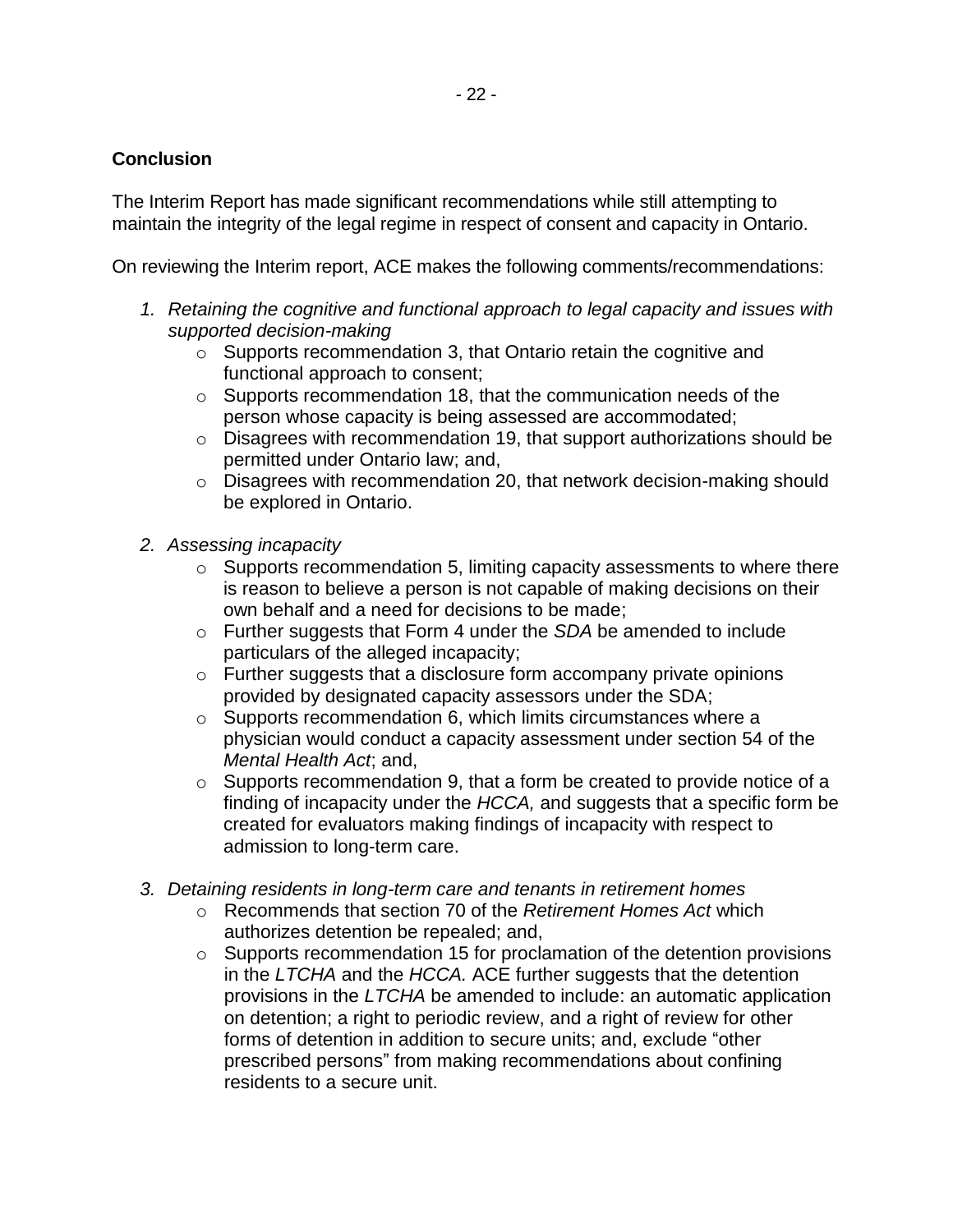## Conclusion

The Interim Report has made significant recommendations while still attempting to maintain the integrity of the legal regime in respect of consent and capacity in Ontario.

On reviewing the Interim report, ACE makes the following comments/recommendations:

1. *Retaining the cognitive and functional approach to legal capacity and issues with supported decision-making*
   - Supports recommendation 3, that Ontario retain the cognitive and functional approach to consent;
   - Supports recommendation 18, that the communication needs of the person whose capacity is being assessed are accommodated;
   - Disagrees with recommendation 19, that support authorizations should be permitted under Ontario law; and,
   - Disagrees with recommendation 20, that network decision-making should be explored in Ontario.

2. *Assessing incapacity*
   - Supports recommendation 5, limiting capacity assessments to where there is reason to believe a person is not capable of making decisions on their own behalf and a need for decisions to be made;
   - Further suggests that Form 4 under the *SDA* be amended to include particulars of the alleged incapacity;
   - Further suggests that a disclosure form accompany private opinions provided by designated capacity assessors under the SDA;
   - Supports recommendation 6, which limits circumstances where a physician would conduct a capacity assessment under section 54 of the *Mental Health Act*; and,
   - Supports recommendation 9, that a form be created to provide notice of a finding of incapacity under the *HCCA,* and suggests that a specific form be created for evaluators making findings of incapacity with respect to admission to long-term care.

3. *Detaining residents in long-term care and tenants in retirement homes*
   - Recommends that section 70 of the *Retirement Homes Act* which authorizes detention be repealed; and,
   - Supports recommendation 15 for proclamation of the detention provisions in the *LTCHA* and the *HCCA.* ACE further suggests that the detention provisions in the *LTCHA* be amended to include: an automatic application on detention; a right to periodic review, and a right of review for other forms of detention in addition to secure units; and, exclude "other prescribed persons" from making recommendations about confining residents to a secure unit.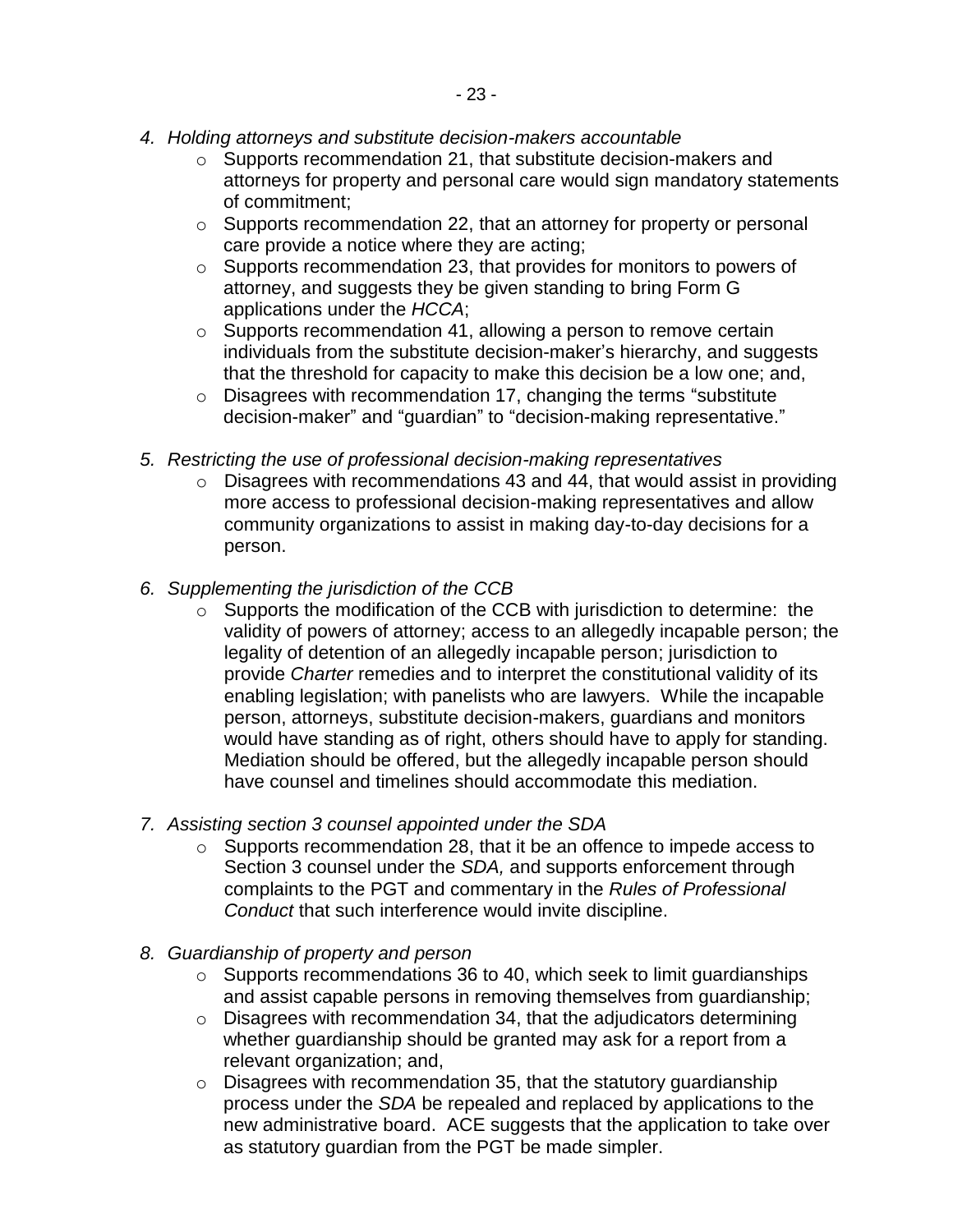4. *Holding attorneys and substitute decision-makers accountable*
    - Supports recommendation 21, that substitute decision-makers and attorneys for property and personal care would sign mandatory statements of commitment;
    - Supports recommendation 22, that an attorney for property or personal care provide a notice where they are acting;
    - Supports recommendation 23, that provides for monitors to powers of attorney, and suggests they be given standing to bring Form G applications under the *HCCA*;
    - Supports recommendation 41, allowing a person to remove certain individuals from the substitute decision-maker's hierarchy, and suggests that the threshold for capacity to make this decision be a low one; and,
    - Disagrees with recommendation 17, changing the terms "substitute decision-maker" and "guardian" to "decision-making representative."

5. *Restricting the use of professional decision-making representatives*
    - Disagrees with recommendations 43 and 44, that would assist in providing more access to professional decision-making representatives and allow community organizations to assist in making day-to-day decisions for a person.

6. *Supplementing the jurisdiction of the CCB*
    - Supports the modification of the CCB with jurisdiction to determine: the validity of powers of attorney; access to an allegedly incapable person; the legality of detention of an allegedly incapable person; jurisdiction to provide *Charter* remedies and to interpret the constitutional validity of its enabling legislation; with panelists who are lawyers. While the incapable person, attorneys, substitute decision-makers, guardians and monitors would have standing as of right, others should have to apply for standing. Mediation should be offered, but the allegedly incapable person should have counsel and timelines should accommodate this mediation.

7. *Assisting section 3 counsel appointed under the SDA*
    - Supports recommendation 28, that it be an offence to impede access to Section 3 counsel under the *SDA,* and supports enforcement through complaints to the PGT and commentary in the *Rules of Professional Conduct* that such interference would invite discipline.

8. *Guardianship of property and person*
    - Supports recommendations 36 to 40, which seek to limit guardianships and assist capable persons in removing themselves from guardianship;
    - Disagrees with recommendation 34, that the adjudicators determining whether guardianship should be granted may ask for a report from a relevant organization; and,
    - Disagrees with recommendation 35, that the statutory guardianship process under the *SDA* be repealed and replaced by applications to the new administrative board. ACE suggests that the application to take over as statutory guardian from the PGT be made simpler.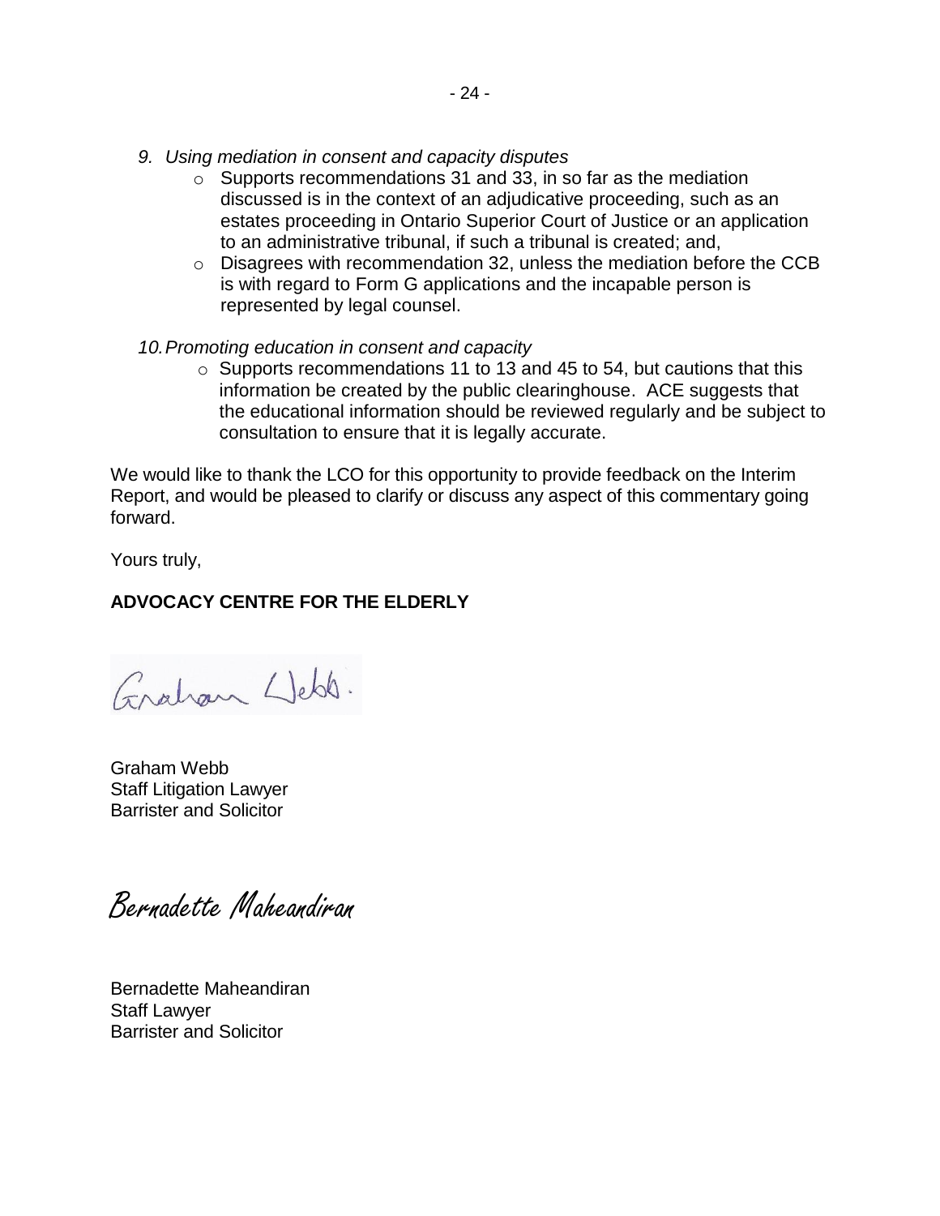*9. Using mediation in consent and capacity disputes*

- Supports recommendations 31 and 33, in so far as the mediation discussed is in the context of an adjudicative proceeding, such as an estates proceeding in Ontario Superior Court of Justice or an application to an administrative tribunal, if such a tribunal is created; and,
- Disagrees with recommendation 32, unless the mediation before the CCB is with regard to Form G applications and the incapable person is represented by legal counsel.

*10. Promoting education in consent and capacity*

- Supports recommendations 11 to 13 and 45 to 54, but cautions that this information be created by the public clearinghouse. ACE suggests that the educational information should be reviewed regularly and be subject to consultation to ensure that it is legally accurate.

We would like to thank the LCO for this opportunity to provide feedback on the Interim Report, and would be pleased to clarify or discuss any aspect of this commentary going forward.

Yours truly,

**ADVOCACY CENTRE FOR THE ELDERLY**

Graham Webb.

Graham Webb
Staff Litigation Lawyer
Barrister and Solicitor

Bernadette Maheandiran

Bernadette Maheandiran
Staff Lawyer
Barrister and Solicitor